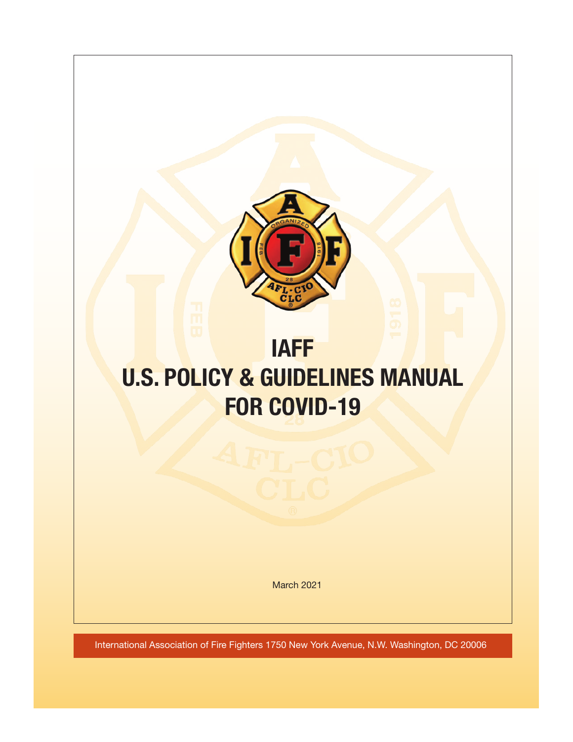# IAFF
# U.S. POLICY & GUIDELINES MANUAL FOR COVID-19

March 2021

International Association of Fire Fighters 1750 New York Avenue, N.W. Washington, DC 20006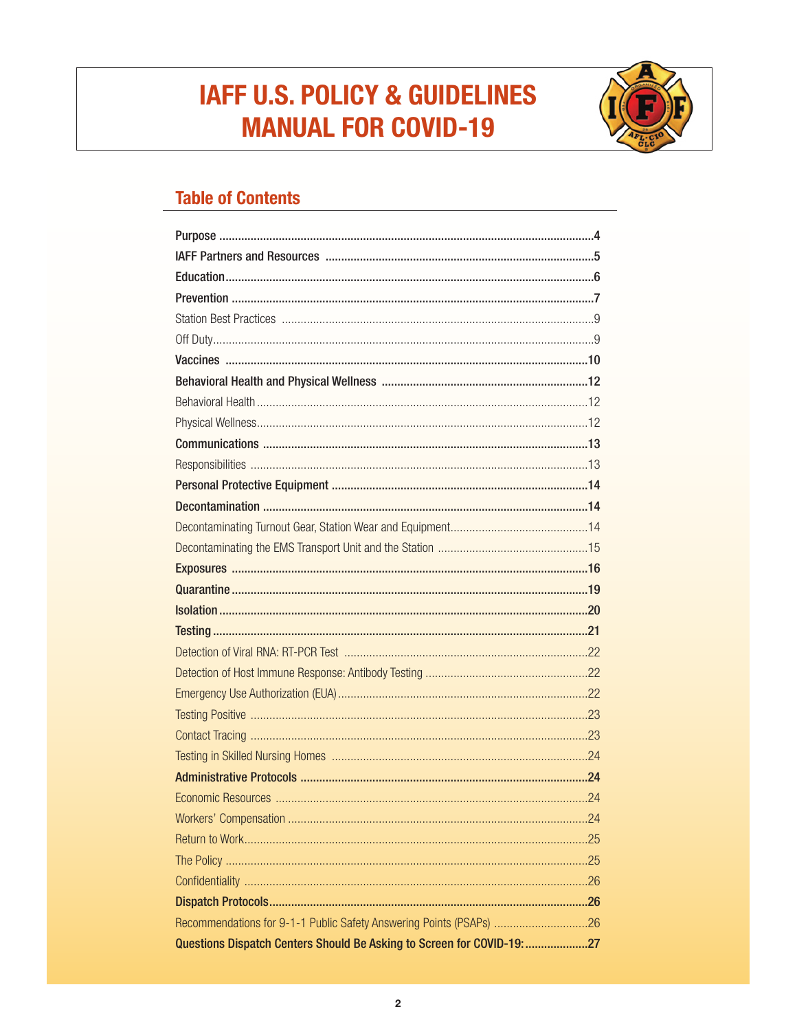# IAFF U.S. POLICY & GUIDELINES MANUAL FOR COVID-19

## Table of Contents

**Purpose** ........................................................................ 4
**IAFF Partners and Resources** ........................................................................ 5
**Education** ........................................................................ 6
**Prevention** ........................................................................ 7
Station Best Practices ........................................................................ 9
Off Duty ........................................................................ 9
**Vaccines** ........................................................................ 10
**Behavioral Health and Physical Wellness** ........................................................................ 12
Behavioral Health ........................................................................ 12
Physical Wellness ........................................................................ 12
**Communications** ........................................................................ 13
Responsibilities ........................................................................ 13
**Personal Protective Equipment** ........................................................................ 14
**Decontamination** ........................................................................ 14
Decontaminating Turnout Gear, Station Wear and Equipment ........................................................................ 14
Decontaminating the EMS Transport Unit and the Station ........................................................................ 15
**Exposures** ........................................................................ 16
**Quarantine** ........................................................................ 19
**Isolation** ........................................................................ 20
**Testing** ........................................................................ 21
Detection of Viral RNA: RT-PCR Test ........................................................................ 22
Detection of Host Immune Response: Antibody Testing ........................................................................ 22
Emergency Use Authorization (EUA) ........................................................................ 22
Testing Positive ........................................................................ 23
Contact Tracing ........................................................................ 23
Testing in Skilled Nursing Homes ........................................................................ 24
**Administrative Protocols** ........................................................................ 24
Economic Resources ........................................................................ 24
Workers' Compensation ........................................................................ 24
Return to Work ........................................................................ 25
The Policy ........................................................................ 25
Confidentiality ........................................................................ 26
**Dispatch Protocols** ........................................................................ 26
Recommendations for 9-1-1 Public Safety Answering Points (PSAPs) ........................................................................ 26
**Questions Dispatch Centers Should Be Asking to Screen for COVID-19:** ........................................................................ 27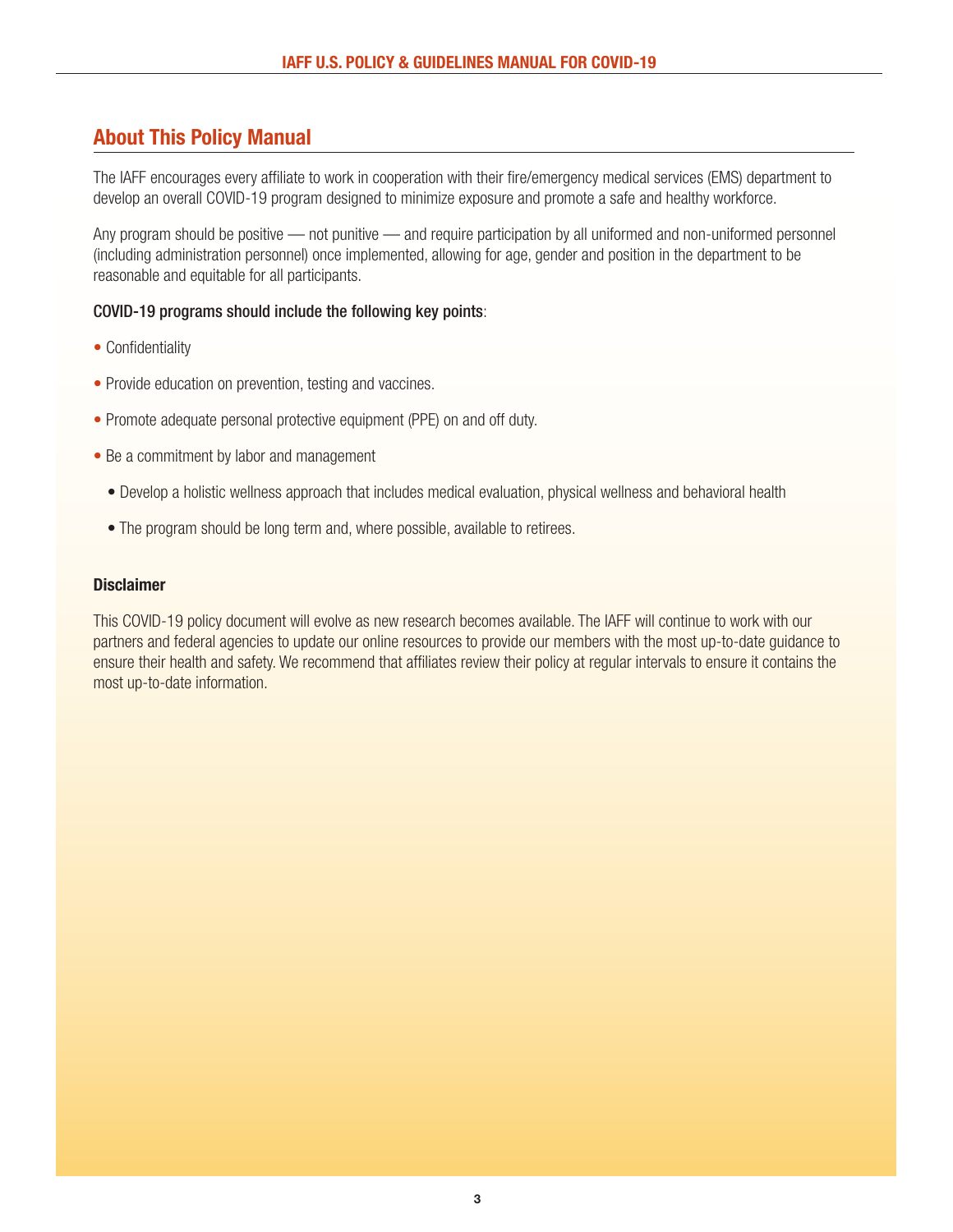## About This Policy Manual

The IAFF encourages every affiliate to work in cooperation with their fire/emergency medical services (EMS) department to develop an overall COVID-19 program designed to minimize exposure and promote a safe and healthy workforce.

Any program should be positive — not punitive — and require participation by all uniformed and non-uniformed personnel (including administration personnel) once implemented, allowing for age, gender and position in the department to be reasonable and equitable for all participants.

**COVID-19 programs should include the following key points**:

- Confidentiality
- Provide education on prevention, testing and vaccines.
- Promote adequate personal protective equipment (PPE) on and off duty.
- Be a commitment by labor and management
  - Develop a holistic wellness approach that includes medical evaluation, physical wellness and behavioral health
  - The program should be long term and, where possible, available to retirees.

**Disclaimer**

This COVID-19 policy document will evolve as new research becomes available. The IAFF will continue to work with our partners and federal agencies to update our online resources to provide our members with the most up-to-date guidance to ensure their health and safety. We recommend that affiliates review their policy at regular intervals to ensure it contains the most up-to-date information.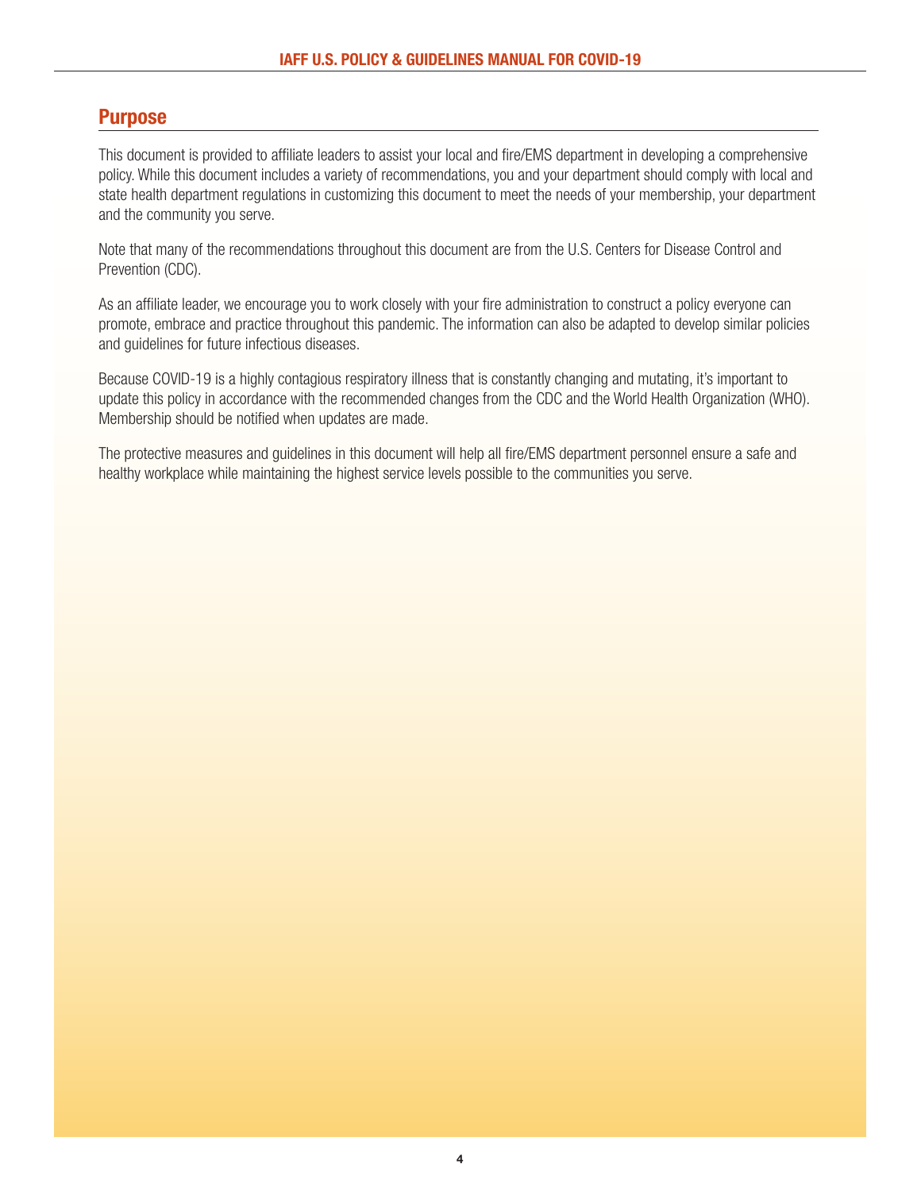## Purpose

This document is provided to affiliate leaders to assist your local and fire/EMS department in developing a comprehensive policy. While this document includes a variety of recommendations, you and your department should comply with local and state health department regulations in customizing this document to meet the needs of your membership, your department and the community you serve.

Note that many of the recommendations throughout this document are from the U.S. Centers for Disease Control and Prevention (CDC).

As an affiliate leader, we encourage you to work closely with your fire administration to construct a policy everyone can promote, embrace and practice throughout this pandemic. The information can also be adapted to develop similar policies and guidelines for future infectious diseases.

Because COVID-19 is a highly contagious respiratory illness that is constantly changing and mutating, it's important to update this policy in accordance with the recommended changes from the CDC and the World Health Organization (WHO). Membership should be notified when updates are made.

The protective measures and guidelines in this document will help all fire/EMS department personnel ensure a safe and healthy workplace while maintaining the highest service levels possible to the communities you serve.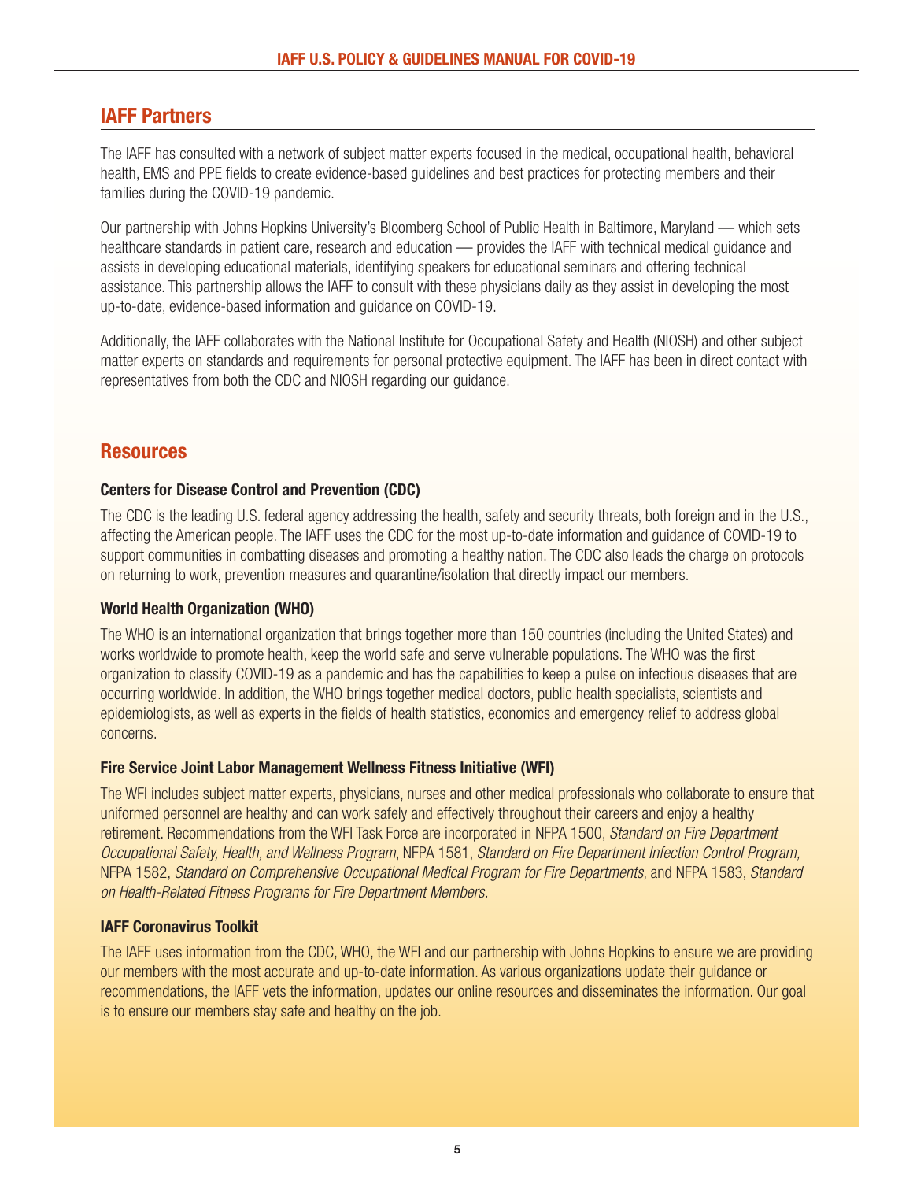## IAFF Partners

The IAFF has consulted with a network of subject matter experts focused in the medical, occupational health, behavioral health, EMS and PPE fields to create evidence-based guidelines and best practices for protecting members and their families during the COVID-19 pandemic.

Our partnership with Johns Hopkins University's Bloomberg School of Public Health in Baltimore, Maryland — which sets healthcare standards in patient care, research and education — provides the IAFF with technical medical guidance and assists in developing educational materials, identifying speakers for educational seminars and offering technical assistance. This partnership allows the IAFF to consult with these physicians daily as they assist in developing the most up-to-date, evidence-based information and guidance on COVID-19.

Additionally, the IAFF collaborates with the National Institute for Occupational Safety and Health (NIOSH) and other subject matter experts on standards and requirements for personal protective equipment. The IAFF has been in direct contact with representatives from both the CDC and NIOSH regarding our guidance.

## Resources

**Centers for Disease Control and Prevention (CDC)**

The CDC is the leading U.S. federal agency addressing the health, safety and security threats, both foreign and in the U.S., affecting the American people. The IAFF uses the CDC for the most up-to-date information and guidance of COVID-19 to support communities in combatting diseases and promoting a healthy nation. The CDC also leads the charge on protocols on returning to work, prevention measures and quarantine/isolation that directly impact our members.

**World Health Organization (WHO)**

The WHO is an international organization that brings together more than 150 countries (including the United States) and works worldwide to promote health, keep the world safe and serve vulnerable populations. The WHO was the first organization to classify COVID-19 as a pandemic and has the capabilities to keep a pulse on infectious diseases that are occurring worldwide. In addition, the WHO brings together medical doctors, public health specialists, scientists and epidemiologists, as well as experts in the fields of health statistics, economics and emergency relief to address global concerns.

**Fire Service Joint Labor Management Wellness Fitness Initiative (WFI)**

The WFI includes subject matter experts, physicians, nurses and other medical professionals who collaborate to ensure that uniformed personnel are healthy and can work safely and effectively throughout their careers and enjoy a healthy retirement. Recommendations from the WFI Task Force are incorporated in NFPA 1500, *Standard on Fire Department Occupational Safety, Health, and Wellness Program*, NFPA 1581, *Standard on Fire Department Infection Control Program,* NFPA 1582, *Standard on Comprehensive Occupational Medical Program for Fire Departments*, and NFPA 1583, *Standard on Health-Related Fitness Programs for Fire Department Members.*

**IAFF Coronavirus Toolkit**

The IAFF uses information from the CDC, WHO, the WFI and our partnership with Johns Hopkins to ensure we are providing our members with the most accurate and up-to-date information. As various organizations update their guidance or recommendations, the IAFF vets the information, updates our online resources and disseminates the information. Our goal is to ensure our members stay safe and healthy on the job.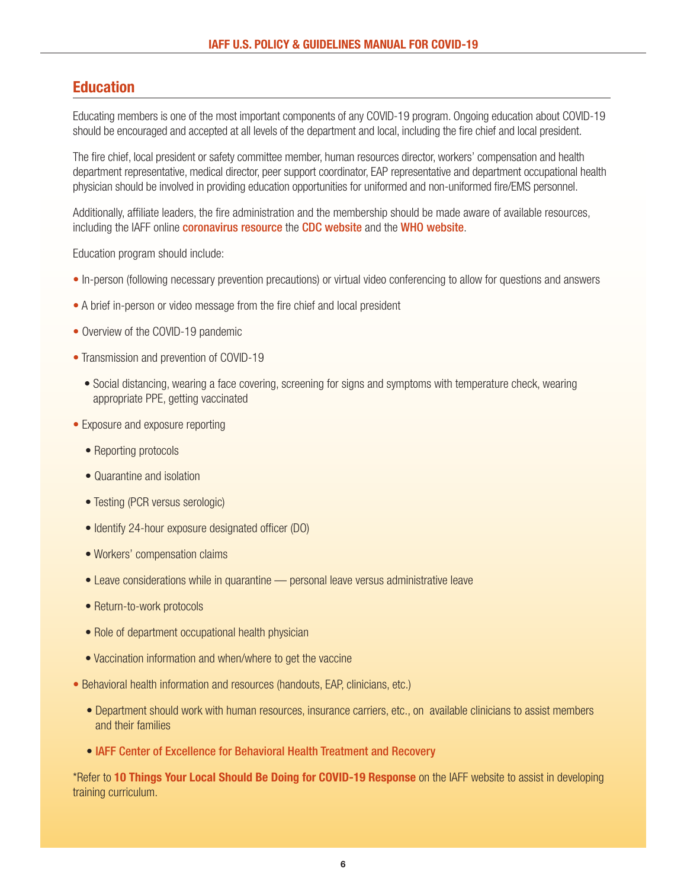## Education

Educating members is one of the most important components of any COVID-19 program. Ongoing education about COVID-19 should be encouraged and accepted at all levels of the department and local, including the fire chief and local president.

The fire chief, local president or safety committee member, human resources director, workers' compensation and health department representative, medical director, peer support coordinator, EAP representative and department occupational health physician should be involved in providing education opportunities for uniformed and non-uniformed fire/EMS personnel.

Additionally, affiliate leaders, the fire administration and the membership should be made aware of available resources, including the IAFF online **coronavirus resource** the **CDC website** and the **WHO website**.

Education program should include:

- In-person (following necessary prevention precautions) or virtual video conferencing to allow for questions and answers
- A brief in-person or video message from the fire chief and local president
- Overview of the COVID-19 pandemic
- Transmission and prevention of COVID-19
  - Social distancing, wearing a face covering, screening for signs and symptoms with temperature check, wearing appropriate PPE, getting vaccinated
- Exposure and exposure reporting
  - Reporting protocols
  - Quarantine and isolation
  - Testing (PCR versus serologic)
  - Identify 24-hour exposure designated officer (DO)
  - Workers' compensation claims
  - Leave considerations while in quarantine — personal leave versus administrative leave
  - Return-to-work protocols
  - Role of department occupational health physician
  - Vaccination information and when/where to get the vaccine
- Behavioral health information and resources (handouts, EAP, clinicians, etc.)
  - Department should work with human resources, insurance carriers, etc., on available clinicians to assist members and their families
  - **IAFF Center of Excellence for Behavioral Health Treatment and Recovery**

*Refer to **10 Things Your Local Should Be Doing for COVID-19 Response** on the IAFF website to assist in developing training curriculum.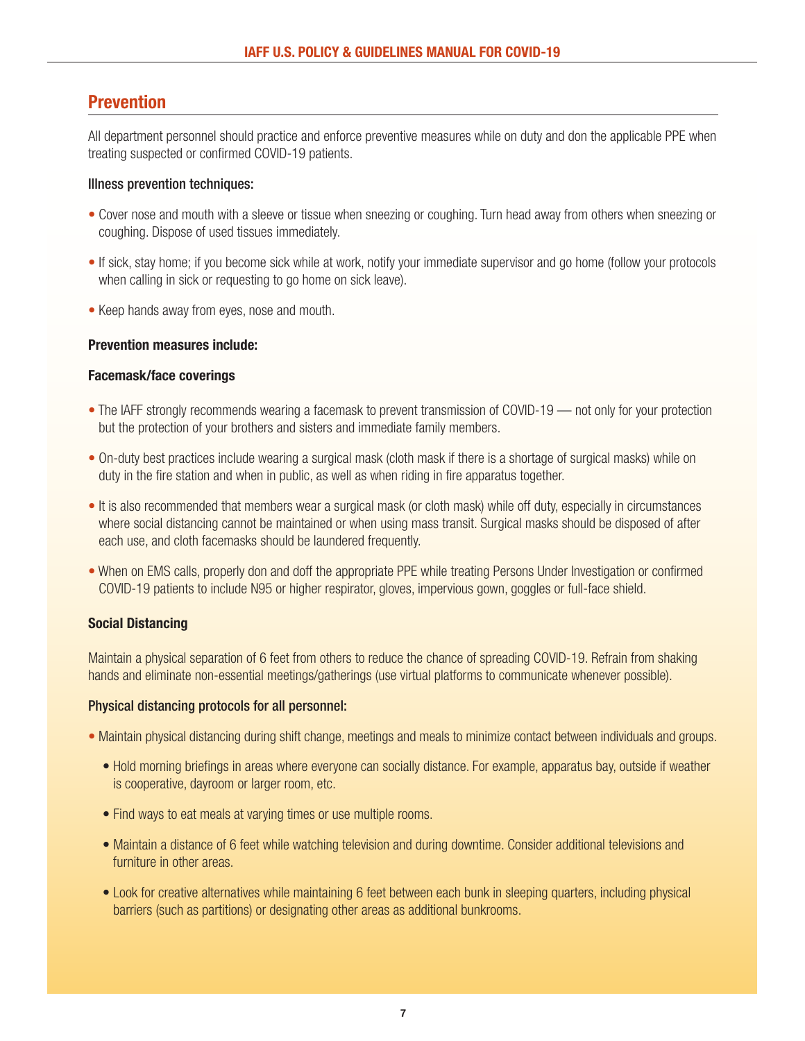## Prevention

All department personnel should practice and enforce preventive measures while on duty and don the applicable PPE when treating suspected or confirmed COVID-19 patients.

**Illness prevention techniques:**

- Cover nose and mouth with a sleeve or tissue when sneezing or coughing. Turn head away from others when sneezing or coughing. Dispose of used tissues immediately.
- If sick, stay home; if you become sick while at work, notify your immediate supervisor and go home (follow your protocols when calling in sick or requesting to go home on sick leave).
- Keep hands away from eyes, nose and mouth.

**Prevention measures include:**

**Facemask/face coverings**

- The IAFF strongly recommends wearing a facemask to prevent transmission of COVID-19 — not only for your protection but the protection of your brothers and sisters and immediate family members.
- On-duty best practices include wearing a surgical mask (cloth mask if there is a shortage of surgical masks) while on duty in the fire station and when in public, as well as when riding in fire apparatus together.
- It is also recommended that members wear a surgical mask (or cloth mask) while off duty, especially in circumstances where social distancing cannot be maintained or when using mass transit. Surgical masks should be disposed of after each use, and cloth facemasks should be laundered frequently.
- When on EMS calls, properly don and doff the appropriate PPE while treating Persons Under Investigation or confirmed COVID-19 patients to include N95 or higher respirator, gloves, impervious gown, goggles or full-face shield.

**Social Distancing**

Maintain a physical separation of 6 feet from others to reduce the chance of spreading COVID-19. Refrain from shaking hands and eliminate non-essential meetings/gatherings (use virtual platforms to communicate whenever possible).

**Physical distancing protocols for all personnel:**

- Maintain physical distancing during shift change, meetings and meals to minimize contact between individuals and groups.
  - Hold morning briefings in areas where everyone can socially distance. For example, apparatus bay, outside if weather is cooperative, dayroom or larger room, etc.
  - Find ways to eat meals at varying times or use multiple rooms.
  - Maintain a distance of 6 feet while watching television and during downtime. Consider additional televisions and furniture in other areas.
  - Look for creative alternatives while maintaining 6 feet between each bunk in sleeping quarters, including physical barriers (such as partitions) or designating other areas as additional bunkrooms.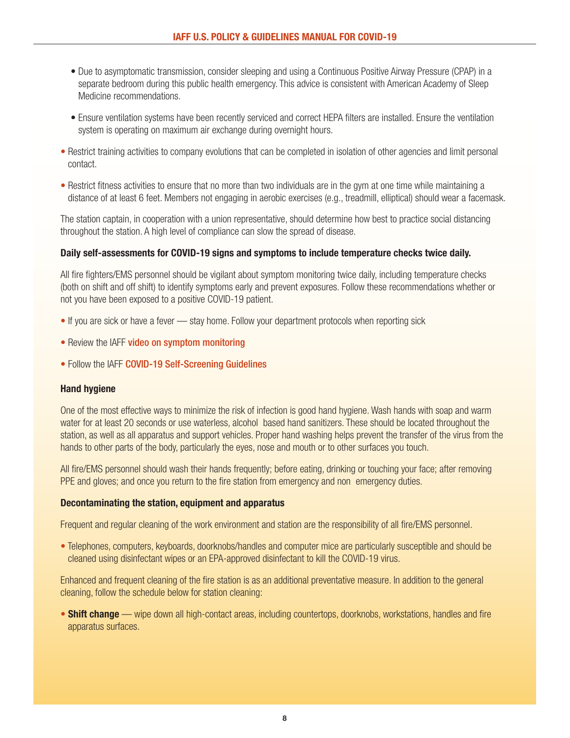- Due to asymptomatic transmission, consider sleeping and using a Continuous Positive Airway Pressure (CPAP) in a separate bedroom during this public health emergency. This advice is consistent with American Academy of Sleep Medicine recommendations.
- Ensure ventilation systems have been recently serviced and correct HEPA filters are installed. Ensure the ventilation system is operating on maximum air exchange during overnight hours.

- Restrict training activities to company evolutions that can be completed in isolation of other agencies and limit personal contact.
- Restrict fitness activities to ensure that no more than two individuals are in the gym at one time while maintaining a distance of at least 6 feet. Members not engaging in aerobic exercises (e.g., treadmill, elliptical) should wear a facemask.

The station captain, in cooperation with a union representative, should determine how best to practice social distancing throughout the station. A high level of compliance can slow the spread of disease.

**Daily self-assessments for COVID-19 signs and symptoms to include temperature checks twice daily.**

All fire fighters/EMS personnel should be vigilant about symptom monitoring twice daily, including temperature checks (both on shift and off shift) to identify symptoms early and prevent exposures. Follow these recommendations whether or not you have been exposed to a positive COVID-19 patient.

- If you are sick or have a fever — stay home. Follow your department protocols when reporting sick
- Review the IAFF video on symptom monitoring
- Follow the IAFF COVID-19 Self-Screening Guidelines

**Hand hygiene**

One of the most effective ways to minimize the risk of infection is good hand hygiene. Wash hands with soap and warm water for at least 20 seconds or use waterless, alcohol based hand sanitizers. These should be located throughout the station, as well as all apparatus and support vehicles. Proper hand washing helps prevent the transfer of the virus from the hands to other parts of the body, particularly the eyes, nose and mouth or to other surfaces you touch.

All fire/EMS personnel should wash their hands frequently; before eating, drinking or touching your face; after removing PPE and gloves; and once you return to the fire station from emergency and non emergency duties.

**Decontaminating the station, equipment and apparatus**

Frequent and regular cleaning of the work environment and station are the responsibility of all fire/EMS personnel.

- Telephones, computers, keyboards, doorknobs/handles and computer mice are particularly susceptible and should be cleaned using disinfectant wipes or an EPA-approved disinfectant to kill the COVID-19 virus.

Enhanced and frequent cleaning of the fire station is as an additional preventative measure. In addition to the general cleaning, follow the schedule below for station cleaning:

- **Shift change** — wipe down all high-contact areas, including countertops, doorknobs, workstations, handles and fire apparatus surfaces.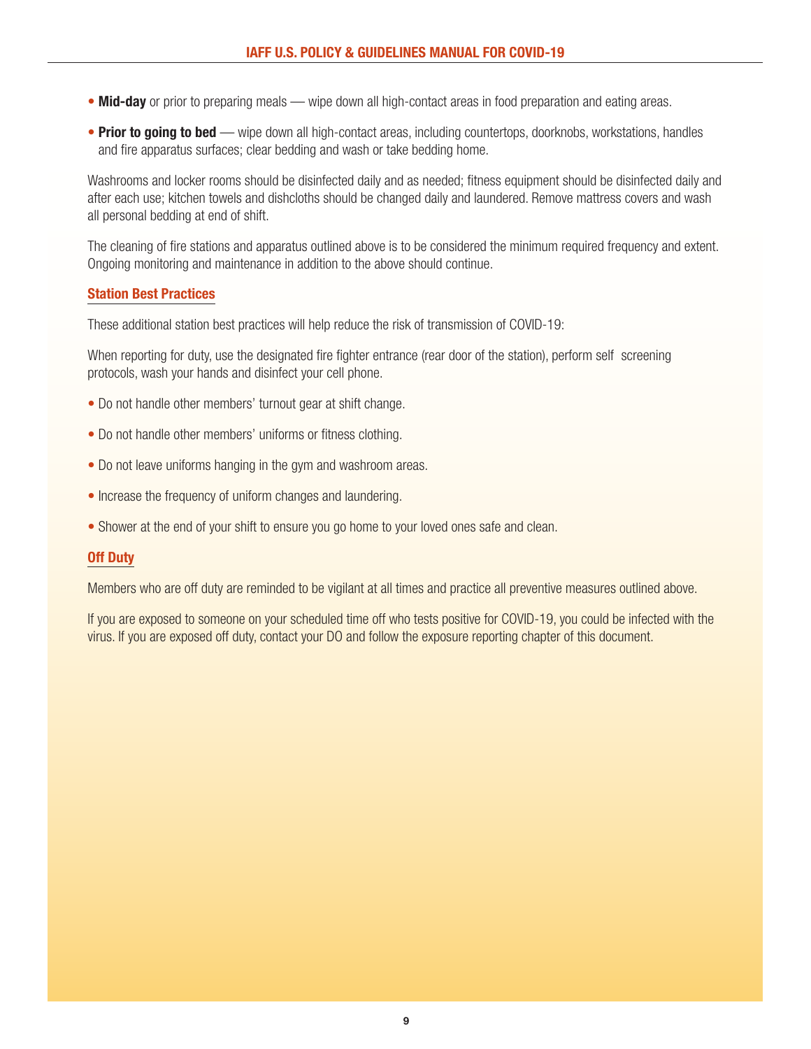- **Mid-day** or prior to preparing meals — wipe down all high-contact areas in food preparation and eating areas.
- **Prior to going to bed** — wipe down all high-contact areas, including countertops, doorknobs, workstations, handles and fire apparatus surfaces; clear bedding and wash or take bedding home.

Washrooms and locker rooms should be disinfected daily and as needed; fitness equipment should be disinfected daily and after each use; kitchen towels and dishcloths should be changed daily and laundered. Remove mattress covers and wash all personal bedding at end of shift.

The cleaning of fire stations and apparatus outlined above is to be considered the minimum required frequency and extent. Ongoing monitoring and maintenance in addition to the above should continue.

## Station Best Practices

These additional station best practices will help reduce the risk of transmission of COVID-19:

When reporting for duty, use the designated fire fighter entrance (rear door of the station), perform self screening protocols, wash your hands and disinfect your cell phone.

- Do not handle other members' turnout gear at shift change.
- Do not handle other members' uniforms or fitness clothing.
- Do not leave uniforms hanging in the gym and washroom areas.
- Increase the frequency of uniform changes and laundering.
- Shower at the end of your shift to ensure you go home to your loved ones safe and clean.

## Off Duty

Members who are off duty are reminded to be vigilant at all times and practice all preventive measures outlined above.

If you are exposed to someone on your scheduled time off who tests positive for COVID-19, you could be infected with the virus. If you are exposed off duty, contact your DO and follow the exposure reporting chapter of this document.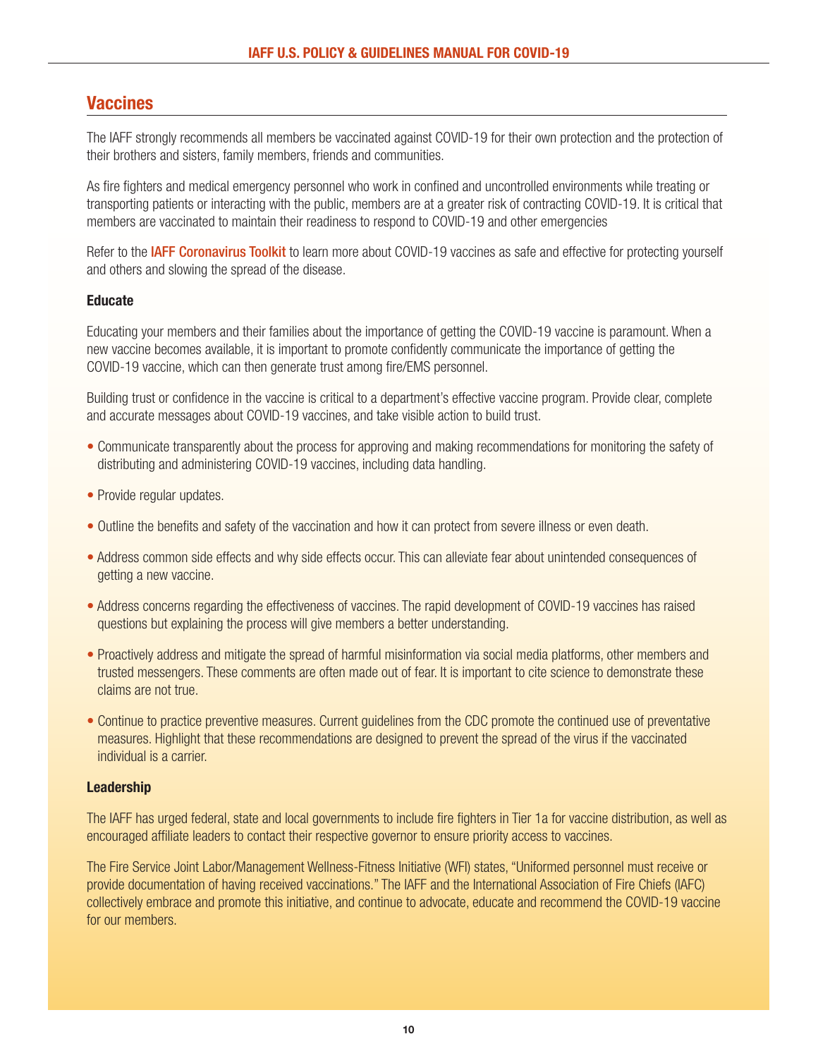## Vaccines

The IAFF strongly recommends all members be vaccinated against COVID-19 for their own protection and the protection of their brothers and sisters, family members, friends and communities.

As fire fighters and medical emergency personnel who work in confined and uncontrolled environments while treating or transporting patients or interacting with the public, members are at a greater risk of contracting COVID-19. It is critical that members are vaccinated to maintain their readiness to respond to COVID-19 and other emergencies

Refer to the **IAFF Coronavirus Toolkit** to learn more about COVID-19 vaccines as safe and effective for protecting yourself and others and slowing the spread of the disease.

**Educate**

Educating your members and their families about the importance of getting the COVID-19 vaccine is paramount. When a new vaccine becomes available, it is important to promote confidently communicate the importance of getting the COVID-19 vaccine, which can then generate trust among fire/EMS personnel.

Building trust or confidence in the vaccine is critical to a department's effective vaccine program. Provide clear, complete and accurate messages about COVID-19 vaccines, and take visible action to build trust.

- Communicate transparently about the process for approving and making recommendations for monitoring the safety of distributing and administering COVID-19 vaccines, including data handling.
- Provide regular updates.
- Outline the benefits and safety of the vaccination and how it can protect from severe illness or even death.
- Address common side effects and why side effects occur. This can alleviate fear about unintended consequences of getting a new vaccine.
- Address concerns regarding the effectiveness of vaccines. The rapid development of COVID-19 vaccines has raised questions but explaining the process will give members a better understanding.
- Proactively address and mitigate the spread of harmful misinformation via social media platforms, other members and trusted messengers. These comments are often made out of fear. It is important to cite science to demonstrate these claims are not true.
- Continue to practice preventive measures. Current guidelines from the CDC promote the continued use of preventative measures. Highlight that these recommendations are designed to prevent the spread of the virus if the vaccinated individual is a carrier.

**Leadership**

The IAFF has urged federal, state and local governments to include fire fighters in Tier 1a for vaccine distribution, as well as encouraged affiliate leaders to contact their respective governor to ensure priority access to vaccines.

The Fire Service Joint Labor/Management Wellness-Fitness Initiative (WFI) states, "Uniformed personnel must receive or provide documentation of having received vaccinations." The IAFF and the International Association of Fire Chiefs (IAFC) collectively embrace and promote this initiative, and continue to advocate, educate and recommend the COVID-19 vaccine for our members.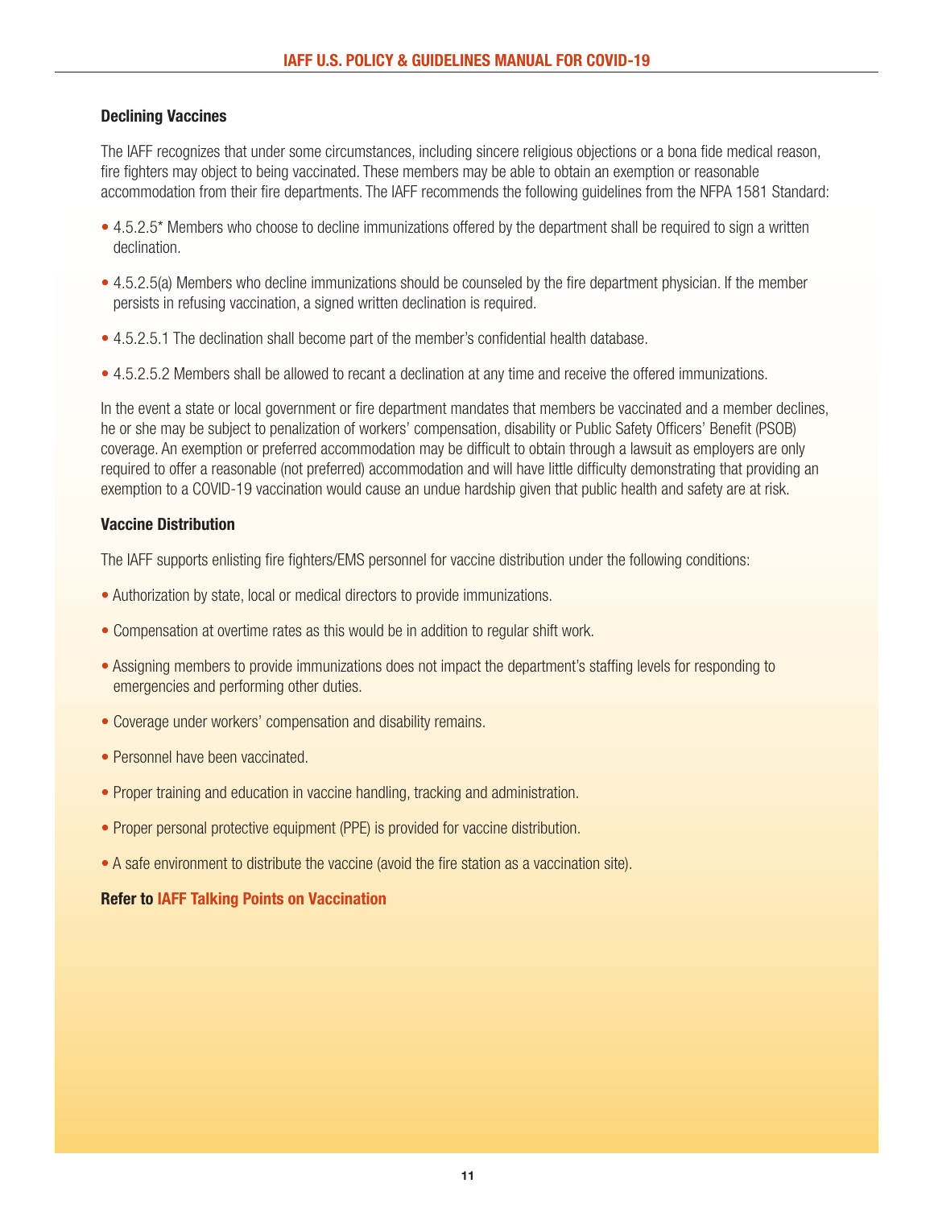### Declining Vaccines

The IAFF recognizes that under some circumstances, including sincere religious objections or a bona fide medical reason, fire fighters may object to being vaccinated. These members may be able to obtain an exemption or reasonable accommodation from their fire departments. The IAFF recommends the following guidelines from the NFPA 1581 Standard:

- 4.5.2.5* Members who choose to decline immunizations offered by the department shall be required to sign a written declination.
- 4.5.2.5(a) Members who decline immunizations should be counseled by the fire department physician. If the member persists in refusing vaccination, a signed written declination is required.
- 4.5.2.5.1 The declination shall become part of the member's confidential health database.
- 4.5.2.5.2 Members shall be allowed to recant a declination at any time and receive the offered immunizations.

In the event a state or local government or fire department mandates that members be vaccinated and a member declines, he or she may be subject to penalization of workers' compensation, disability or Public Safety Officers' Benefit (PSOB) coverage. An exemption or preferred accommodation may be difficult to obtain through a lawsuit as employers are only required to offer a reasonable (not preferred) accommodation and will have little difficulty demonstrating that providing an exemption to a COVID-19 vaccination would cause an undue hardship given that public health and safety are at risk.

### Vaccine Distribution

The IAFF supports enlisting fire fighters/EMS personnel for vaccine distribution under the following conditions:

- Authorization by state, local or medical directors to provide immunizations.
- Compensation at overtime rates as this would be in addition to regular shift work.
- Assigning members to provide immunizations does not impact the department's staffing levels for responding to emergencies and performing other duties.
- Coverage under workers' compensation and disability remains.
- Personnel have been vaccinated.
- Proper training and education in vaccine handling, tracking and administration.
- Proper personal protective equipment (PPE) is provided for vaccine distribution.
- A safe environment to distribute the vaccine (avoid the fire station as a vaccination site).

**Refer to IAFF Talking Points on Vaccination**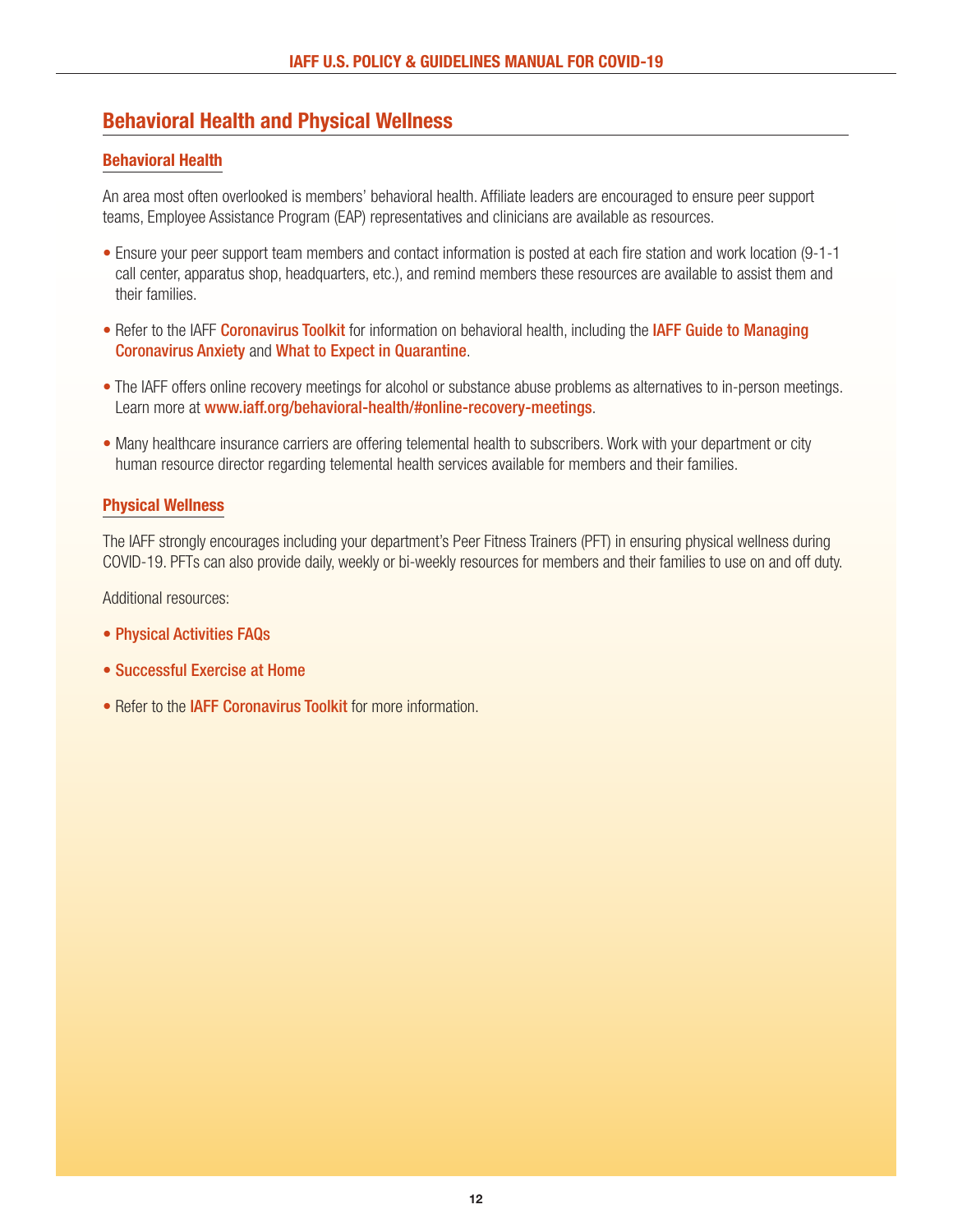## Behavioral Health and Physical Wellness

### Behavioral Health

An area most often overlooked is members' behavioral health. Affiliate leaders are encouraged to ensure peer support teams, Employee Assistance Program (EAP) representatives and clinicians are available as resources.

- Ensure your peer support team members and contact information is posted at each fire station and work location (9-1-1 call center, apparatus shop, headquarters, etc.), and remind members these resources are available to assist them and their families.
- Refer to the IAFF Coronavirus Toolkit for information on behavioral health, including the IAFF Guide to Managing Coronavirus Anxiety and What to Expect in Quarantine.
- The IAFF offers online recovery meetings for alcohol or substance abuse problems as alternatives to in-person meetings. Learn more at www.iaff.org/behavioral-health/#online-recovery-meetings.
- Many healthcare insurance carriers are offering telemental health to subscribers. Work with your department or city human resource director regarding telemental health services available for members and their families.

### Physical Wellness

The IAFF strongly encourages including your department's Peer Fitness Trainers (PFT) in ensuring physical wellness during COVID-19. PFTs can also provide daily, weekly or bi-weekly resources for members and their families to use on and off duty.

Additional resources:

- Physical Activities FAQs
- Successful Exercise at Home
- Refer to the IAFF Coronavirus Toolkit for more information.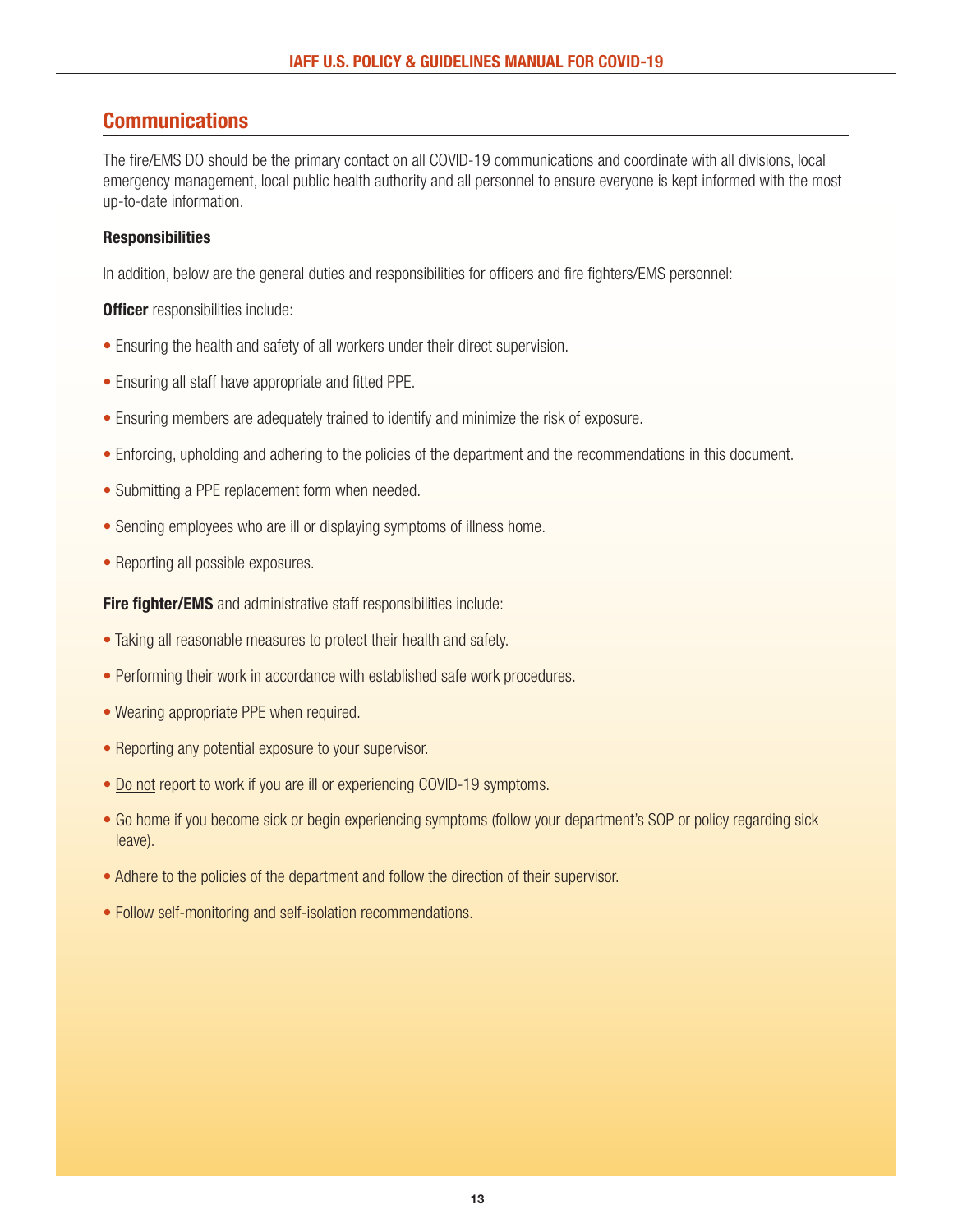## Communications

The fire/EMS DO should be the primary contact on all COVID-19 communications and coordinate with all divisions, local emergency management, local public health authority and all personnel to ensure everyone is kept informed with the most up-to-date information.

**Responsibilities**

In addition, below are the general duties and responsibilities for officers and fire fighters/EMS personnel:

**Officer** responsibilities include:

- Ensuring the health and safety of all workers under their direct supervision.
- Ensuring all staff have appropriate and fitted PPE.
- Ensuring members are adequately trained to identify and minimize the risk of exposure.
- Enforcing, upholding and adhering to the policies of the department and the recommendations in this document.
- Submitting a PPE replacement form when needed.
- Sending employees who are ill or displaying symptoms of illness home.
- Reporting all possible exposures.

**Fire fighter/EMS** and administrative staff responsibilities include:

- Taking all reasonable measures to protect their health and safety.
- Performing their work in accordance with established safe work procedures.
- Wearing appropriate PPE when required.
- Reporting any potential exposure to your supervisor.
- <u>Do not</u> report to work if you are ill or experiencing COVID-19 symptoms.
- Go home if you become sick or begin experiencing symptoms (follow your department's SOP or policy regarding sick leave).
- Adhere to the policies of the department and follow the direction of their supervisor.
- Follow self-monitoring and self-isolation recommendations.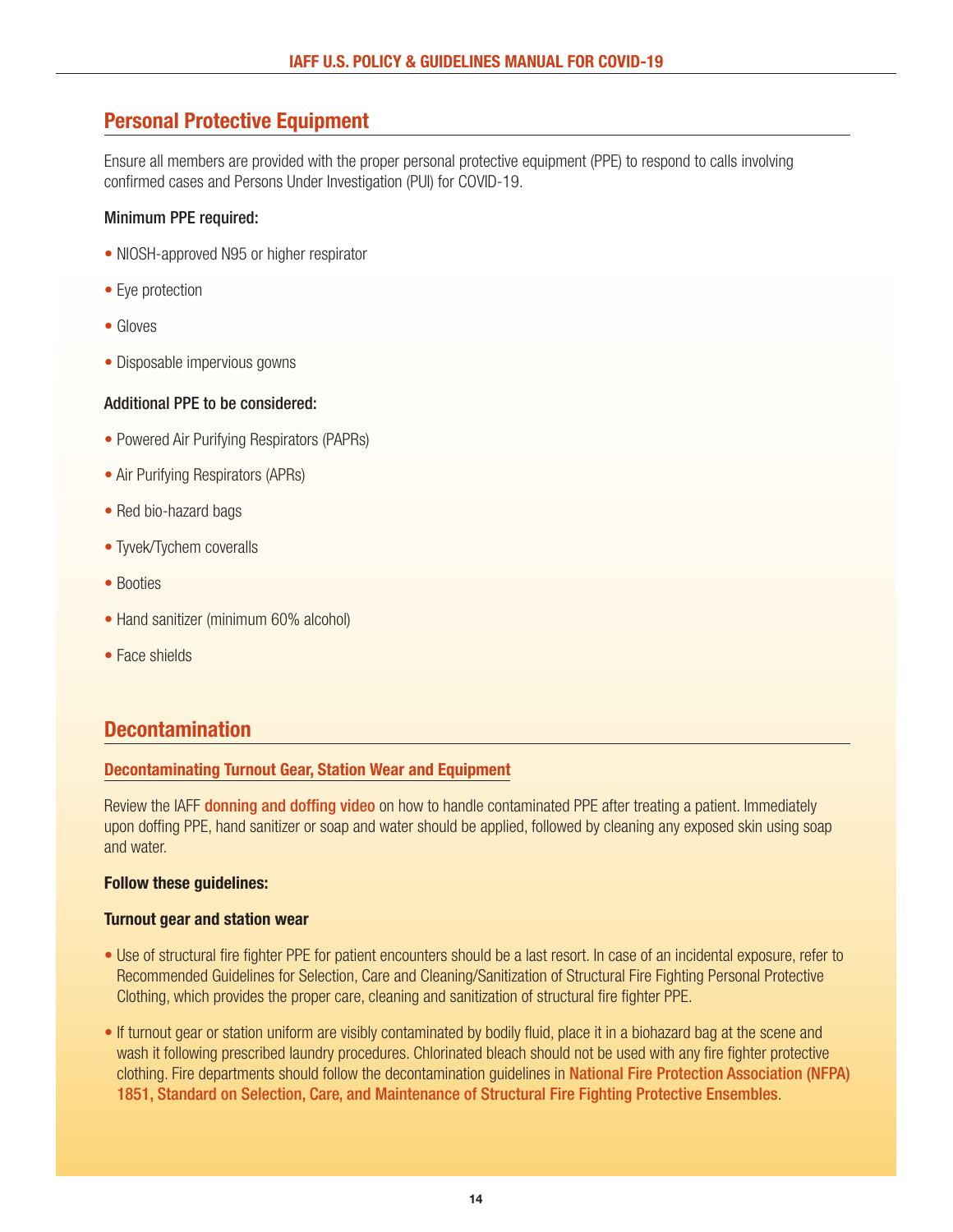## Personal Protective Equipment

Ensure all members are provided with the proper personal protective equipment (PPE) to respond to calls involving confirmed cases and Persons Under Investigation (PUI) for COVID-19.

**Minimum PPE required:**

- NIOSH-approved N95 or higher respirator
- Eye protection
- Gloves
- Disposable impervious gowns

**Additional PPE to be considered:**

- Powered Air Purifying Respirators (PAPRs)
- Air Purifying Respirators (APRs)
- Red bio-hazard bags
- Tyvek/Tychem coveralls
- Booties
- Hand sanitizer (minimum 60% alcohol)
- Face shields

## Decontamination

### Decontaminating Turnout Gear, Station Wear and Equipment

Review the IAFF **donning and doffing video** on how to handle contaminated PPE after treating a patient. Immediately upon doffing PPE, hand sanitizer or soap and water should be applied, followed by cleaning any exposed skin using soap and water.

**Follow these guidelines:**

**Turnout gear and station wear**

- Use of structural fire fighter PPE for patient encounters should be a last resort. In case of an incidental exposure, refer to Recommended Guidelines for Selection, Care and Cleaning/Sanitization of Structural Fire Fighting Personal Protective Clothing, which provides the proper care, cleaning and sanitization of structural fire fighter PPE.
- If turnout gear or station uniform are visibly contaminated by bodily fluid, place it in a biohazard bag at the scene and wash it following prescribed laundry procedures. Chlorinated bleach should not be used with any fire fighter protective clothing. Fire departments should follow the decontamination guidelines in **National Fire Protection Association (NFPA) 1851, Standard on Selection, Care, and Maintenance of Structural Fire Fighting Protective Ensembles**.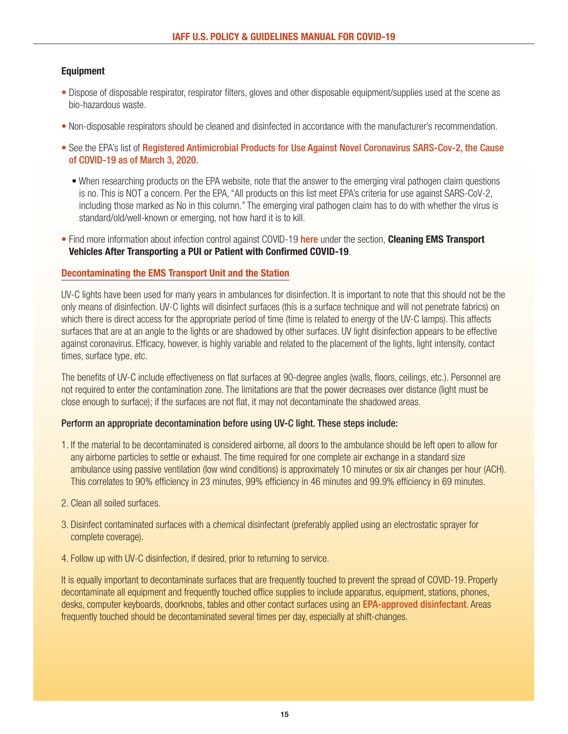### Equipment

- Dispose of disposable respirator, respirator filters, gloves and other disposable equipment/supplies used at the scene as bio-hazardous waste.
- Non-disposable respirators should be cleaned and disinfected in accordance with the manufacturer's recommendation.
- See the EPA's list of **Registered Antimicrobial Products for Use Against Novel Coronavirus SARS-Cov-2, the Cause of COVID-19 as of March 3, 2020.**
  - When researching products on the EPA website, note that the answer to the emerging viral pathogen claim questions is no. This is NOT a concern. Per the EPA, "All products on this list meet EPA's criteria for use against SARS-CoV-2, including those marked as No in this column." The emerging viral pathogen claim has to do with whether the virus is standard/old/well-known or emerging, not how hard it is to kill.
- Find more information about infection control against COVID-19 **here** under the section, **Cleaning EMS Transport Vehicles After Transporting a PUI or Patient with Confirmed COVID-19**.

### Decontaminating the EMS Transport Unit and the Station

UV-C lights have been used for many years in ambulances for disinfection. It is important to note that this should not be the only means of disinfection. UV-C lights will disinfect surfaces (this is a surface technique and will not penetrate fabrics) on which there is direct access for the appropriate period of time (time is related to energy of the UV-C lamps). This affects surfaces that are at an angle to the lights or are shadowed by other surfaces. UV light disinfection appears to be effective against coronavirus. Efficacy, however, is highly variable and related to the placement of the lights, light intensity, contact times, surface type, etc.

The benefits of UV-C include effectiveness on flat surfaces at 90-degree angles (walls, floors, ceilings, etc.). Personnel are not required to enter the contamination zone. The limitations are that the power decreases over distance (light must be close enough to surface); if the surfaces are not flat, it may not decontaminate the shadowed areas.

**Perform an appropriate decontamination before using UV-C light. These steps include:**

1. If the material to be decontaminated is considered airborne, all doors to the ambulance should be left open to allow for any airborne particles to settle or exhaust. The time required for one complete air exchange in a standard size ambulance using passive ventilation (low wind conditions) is approximately 10 minutes or six air changes per hour (ACH). This correlates to 90% efficiency in 23 minutes, 99% efficiency in 46 minutes and 99.9% efficiency in 69 minutes.
2. Clean all soiled surfaces.
3. Disinfect contaminated surfaces with a chemical disinfectant (preferably applied using an electrostatic sprayer for complete coverage).
4. Follow up with UV-C disinfection, if desired, prior to returning to service.

It is equally important to decontaminate surfaces that are frequently touched to prevent the spread of COVID-19. Properly decontaminate all equipment and frequently touched office supplies to include apparatus, equipment, stations, phones, desks, computer keyboards, doorknobs, tables and other contact surfaces using an **EPA-approved disinfectant**. Areas frequently touched should be decontaminated several times per day, especially at shift-changes.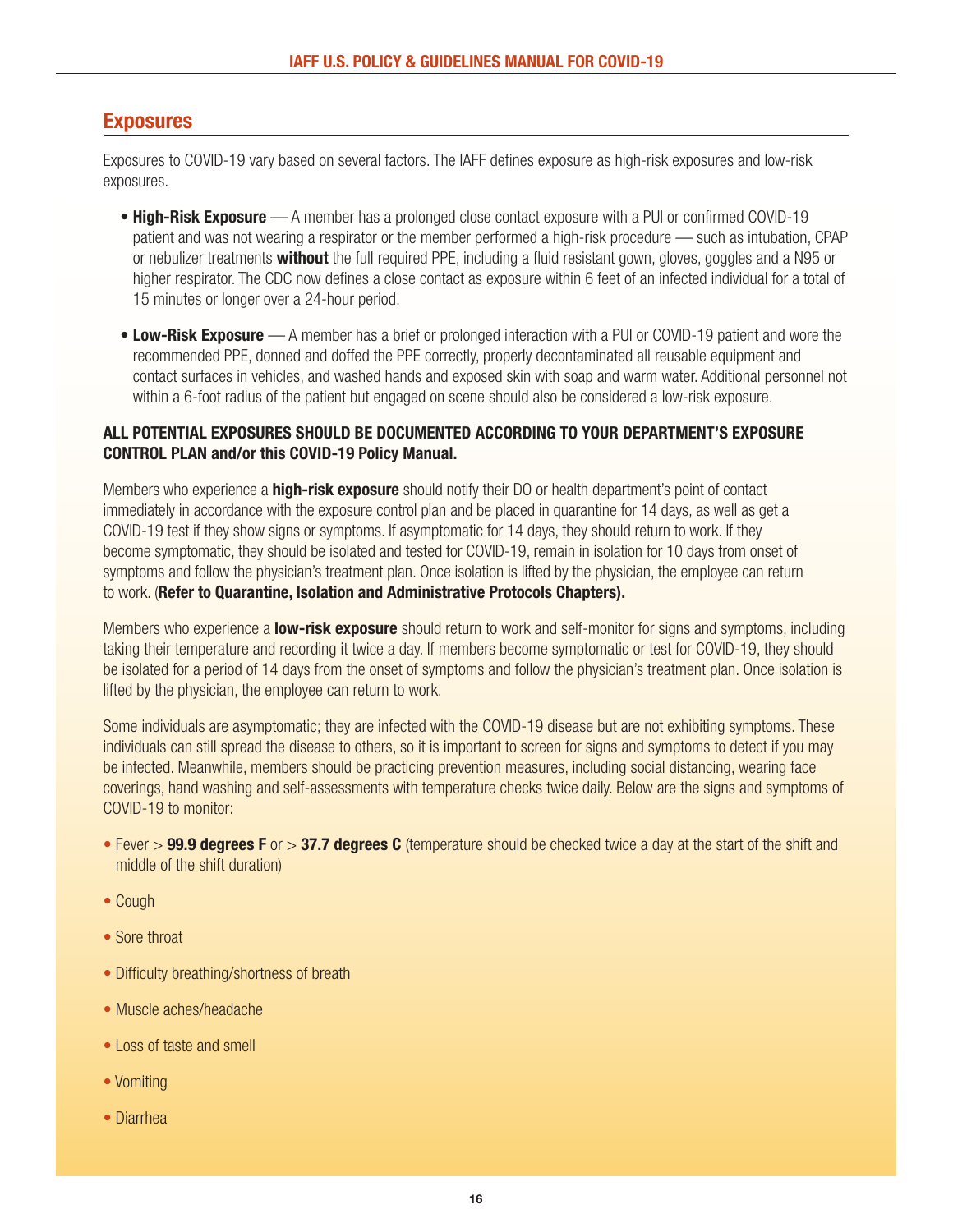## Exposures

Exposures to COVID-19 vary based on several factors. The IAFF defines exposure as high-risk exposures and low-risk exposures.

- **High-Risk Exposure** — A member has a prolonged close contact exposure with a PUI or confirmed COVID-19 patient and was not wearing a respirator or the member performed a high-risk procedure — such as intubation, CPAP or nebulizer treatments **without** the full required PPE, including a fluid resistant gown, gloves, goggles and a N95 or higher respirator. The CDC now defines a close contact as exposure within 6 feet of an infected individual for a total of 15 minutes or longer over a 24-hour period.

- **Low-Risk Exposure** — A member has a brief or prolonged interaction with a PUI or COVID-19 patient and wore the recommended PPE, donned and doffed the PPE correctly, properly decontaminated all reusable equipment and contact surfaces in vehicles, and washed hands and exposed skin with soap and warm water. Additional personnel not within a 6-foot radius of the patient but engaged on scene should also be considered a low-risk exposure.

**ALL POTENTIAL EXPOSURES SHOULD BE DOCUMENTED ACCORDING TO YOUR DEPARTMENT'S EXPOSURE CONTROL PLAN and/or this COVID-19 Policy Manual.**

Members who experience a **high-risk exposure** should notify their DO or health department's point of contact immediately in accordance with the exposure control plan and be placed in quarantine for 14 days, as well as get a COVID-19 test if they show signs or symptoms. If asymptomatic for 14 days, they should return to work. If they become symptomatic, they should be isolated and tested for COVID-19, remain in isolation for 10 days from onset of symptoms and follow the physician's treatment plan. Once isolation is lifted by the physician, the employee can return to work. (**Refer to Quarantine, Isolation and Administrative Protocols Chapters).**

Members who experience a **low-risk exposure** should return to work and self-monitor for signs and symptoms, including taking their temperature and recording it twice a day. If members become symptomatic or test for COVID-19, they should be isolated for a period of 14 days from the onset of symptoms and follow the physician's treatment plan. Once isolation is lifted by the physician, the employee can return to work.

Some individuals are asymptomatic; they are infected with the COVID-19 disease but are not exhibiting symptoms. These individuals can still spread the disease to others, so it is important to screen for signs and symptoms to detect if you may be infected. Meanwhile, members should be practicing prevention measures, including social distancing, wearing face coverings, hand washing and self-assessments with temperature checks twice daily. Below are the signs and symptoms of COVID-19 to monitor:

- Fever > **99.9 degrees F** or > **37.7 degrees C** (temperature should be checked twice a day at the start of the shift and middle of the shift duration)
- Cough
- Sore throat
- Difficulty breathing/shortness of breath
- Muscle aches/headache
- Loss of taste and smell
- Vomiting
- Diarrhea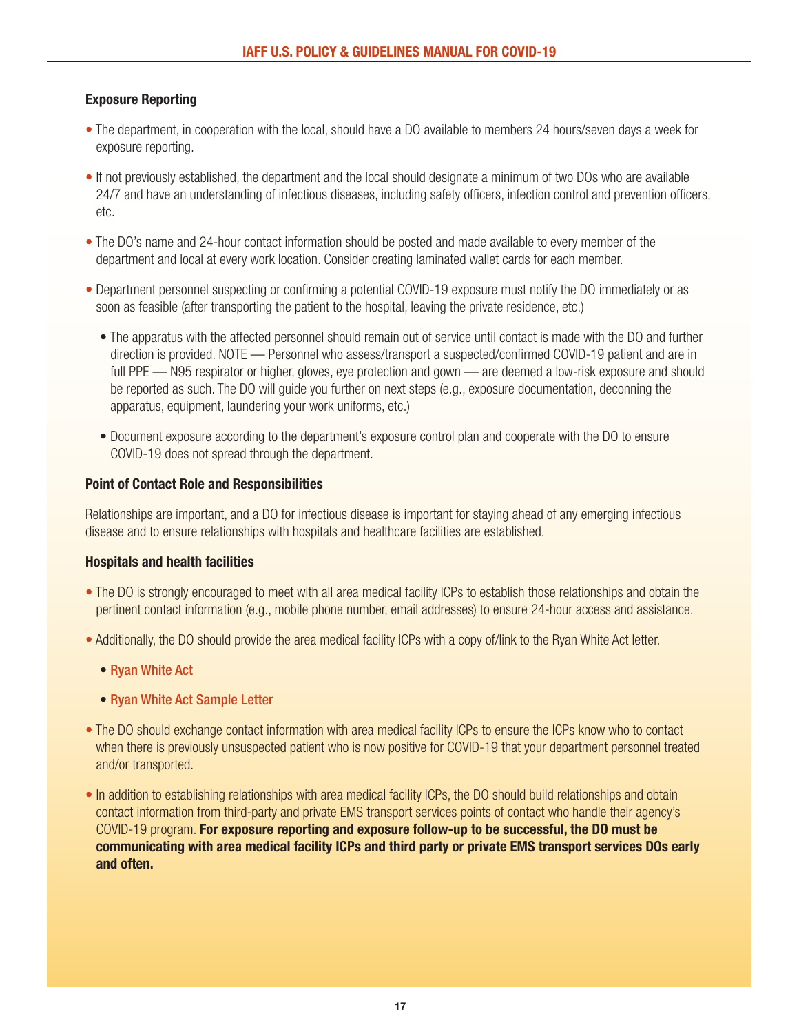### Exposure Reporting

- The department, in cooperation with the local, should have a DO available to members 24 hours/seven days a week for exposure reporting.
- If not previously established, the department and the local should designate a minimum of two DOs who are available 24/7 and have an understanding of infectious diseases, including safety officers, infection control and prevention officers, etc.
- The DO's name and 24-hour contact information should be posted and made available to every member of the department and local at every work location. Consider creating laminated wallet cards for each member.
- Department personnel suspecting or confirming a potential COVID-19 exposure must notify the DO immediately or as soon as feasible (after transporting the patient to the hospital, leaving the private residence, etc.)
  - The apparatus with the affected personnel should remain out of service until contact is made with the DO and further direction is provided. NOTE — Personnel who assess/transport a suspected/confirmed COVID-19 patient and are in full PPE — N95 respirator or higher, gloves, eye protection and gown — are deemed a low-risk exposure and should be reported as such. The DO will guide you further on next steps (e.g., exposure documentation, deconning the apparatus, equipment, laundering your work uniforms, etc.)
  - Document exposure according to the department's exposure control plan and cooperate with the DO to ensure COVID-19 does not spread through the department.

### Point of Contact Role and Responsibilities

Relationships are important, and a DO for infectious disease is important for staying ahead of any emerging infectious disease and to ensure relationships with hospitals and healthcare facilities are established.

### Hospitals and health facilities

- The DO is strongly encouraged to meet with all area medical facility ICPs to establish those relationships and obtain the pertinent contact information (e.g., mobile phone number, email addresses) to ensure 24-hour access and assistance.
- Additionally, the DO should provide the area medical facility ICPs with a copy of/link to the Ryan White Act letter.
  - Ryan White Act
  - Ryan White Act Sample Letter
- The DO should exchange contact information with area medical facility ICPs to ensure the ICPs know who to contact when there is previously unsuspected patient who is now positive for COVID-19 that your department personnel treated and/or transported.
- In addition to establishing relationships with area medical facility ICPs, the DO should build relationships and obtain contact information from third-party and private EMS transport services points of contact who handle their agency's COVID-19 program. **For exposure reporting and exposure follow-up to be successful, the DO must be communicating with area medical facility ICPs and third party or private EMS transport services DOs early and often.**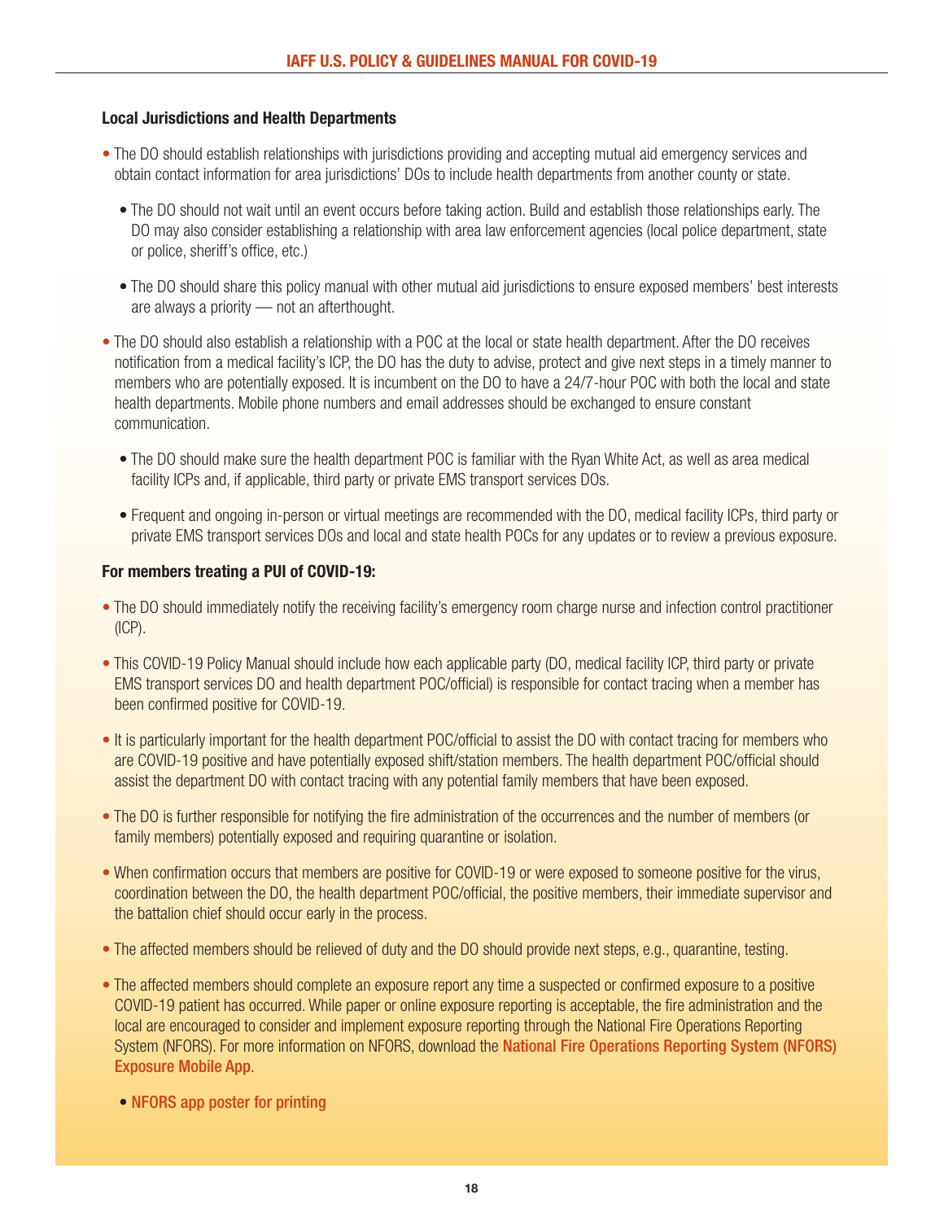### Local Jurisdictions and Health Departments

- The DO should establish relationships with jurisdictions providing and accepting mutual aid emergency services and obtain contact information for area jurisdictions' DOs to include health departments from another county or state.
  - The DO should not wait until an event occurs before taking action. Build and establish those relationships early. The DO may also consider establishing a relationship with area law enforcement agencies (local police department, state or police, sheriff's office, etc.)
  - The DO should share this policy manual with other mutual aid jurisdictions to ensure exposed members' best interests are always a priority — not an afterthought.
- The DO should also establish a relationship with a POC at the local or state health department. After the DO receives notification from a medical facility's ICP, the DO has the duty to advise, protect and give next steps in a timely manner to members who are potentially exposed. It is incumbent on the DO to have a 24/7-hour POC with both the local and state health departments. Mobile phone numbers and email addresses should be exchanged to ensure constant communication.
  - The DO should make sure the health department POC is familiar with the Ryan White Act, as well as area medical facility ICPs and, if applicable, third party or private EMS transport services DOs.
  - Frequent and ongoing in-person or virtual meetings are recommended with the DO, medical facility ICPs, third party or private EMS transport services DOs and local and state health POCs for any updates or to review a previous exposure.

### For members treating a PUI of COVID-19:

- The DO should immediately notify the receiving facility's emergency room charge nurse and infection control practitioner (ICP).
- This COVID-19 Policy Manual should include how each applicable party (DO, medical facility ICP, third party or private EMS transport services DO and health department POC/official) is responsible for contact tracing when a member has been confirmed positive for COVID-19.
- It is particularly important for the health department POC/official to assist the DO with contact tracing for members who are COVID-19 positive and have potentially exposed shift/station members. The health department POC/official should assist the department DO with contact tracing with any potential family members that have been exposed.
- The DO is further responsible for notifying the fire administration of the occurrences and the number of members (or family members) potentially exposed and requiring quarantine or isolation.
- When confirmation occurs that members are positive for COVID-19 or were exposed to someone positive for the virus, coordination between the DO, the health department POC/official, the positive members, their immediate supervisor and the battalion chief should occur early in the process.
- The affected members should be relieved of duty and the DO should provide next steps, e.g., quarantine, testing.
- The affected members should complete an exposure report any time a suspected or confirmed exposure to a positive COVID-19 patient has occurred. While paper or online exposure reporting is acceptable, the fire administration and the local are encouraged to consider and implement exposure reporting through the National Fire Operations Reporting System (NFORS). For more information on NFORS, download the National Fire Operations Reporting System (NFORS) Exposure Mobile App.
  - NFORS app poster for printing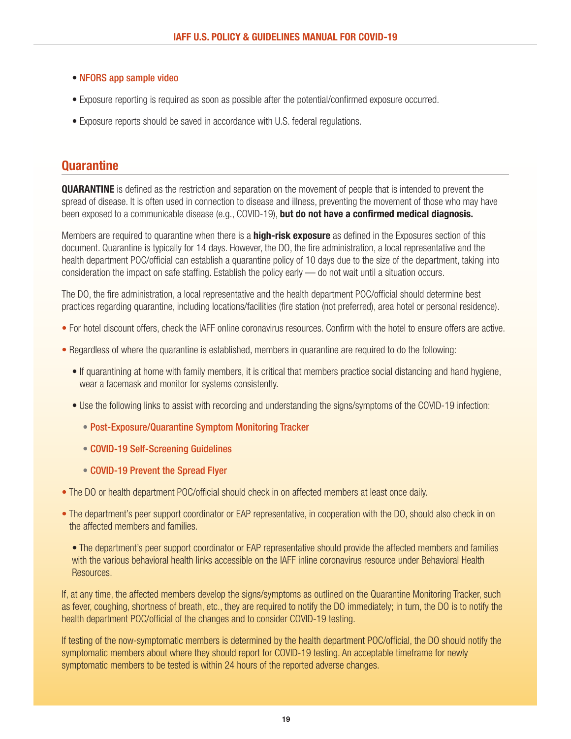- NFORS app sample video
- Exposure reporting is required as soon as possible after the potential/confirmed exposure occurred.
- Exposure reports should be saved in accordance with U.S. federal regulations.

## Quarantine

**QUARANTINE** is defined as the restriction and separation on the movement of people that is intended to prevent the spread of disease. It is often used in connection to disease and illness, preventing the movement of those who may have been exposed to a communicable disease (e.g., COVID-19), **but do not have a confirmed medical diagnosis.**

Members are required to quarantine when there is a **high-risk exposure** as defined in the Exposures section of this document. Quarantine is typically for 14 days. However, the DO, the fire administration, a local representative and the health department POC/official can establish a quarantine policy of 10 days due to the size of the department, taking into consideration the impact on safe staffing. Establish the policy early — do not wait until a situation occurs.

The DO, the fire administration, a local representative and the health department POC/official should determine best practices regarding quarantine, including locations/facilities (fire station (not preferred), area hotel or personal residence).

- For hotel discount offers, check the IAFF online coronavirus resources. Confirm with the hotel to ensure offers are active.
- Regardless of where the quarantine is established, members in quarantine are required to do the following:
  - If quarantining at home with family members, it is critical that members practice social distancing and hand hygiene, wear a facemask and monitor for systems consistently.
  - Use the following links to assist with recording and understanding the signs/symptoms of the COVID-19 infection:
    - Post-Exposure/Quarantine Symptom Monitoring Tracker
    - COVID-19 Self-Screening Guidelines
    - COVID-19 Prevent the Spread Flyer
- The DO or health department POC/official should check in on affected members at least once daily.
- The department's peer support coordinator or EAP representative, in cooperation with the DO, should also check in on the affected members and families.
  - The department's peer support coordinator or EAP representative should provide the affected members and families with the various behavioral health links accessible on the IAFF inline coronavirus resource under Behavioral Health Resources.

If, at any time, the affected members develop the signs/symptoms as outlined on the Quarantine Monitoring Tracker, such as fever, coughing, shortness of breath, etc., they are required to notify the DO immediately; in turn, the DO is to notify the health department POC/official of the changes and to consider COVID-19 testing.

If testing of the now-symptomatic members is determined by the health department POC/official, the DO should notify the symptomatic members about where they should report for COVID-19 testing. An acceptable timeframe for newly symptomatic members to be tested is within 24 hours of the reported adverse changes.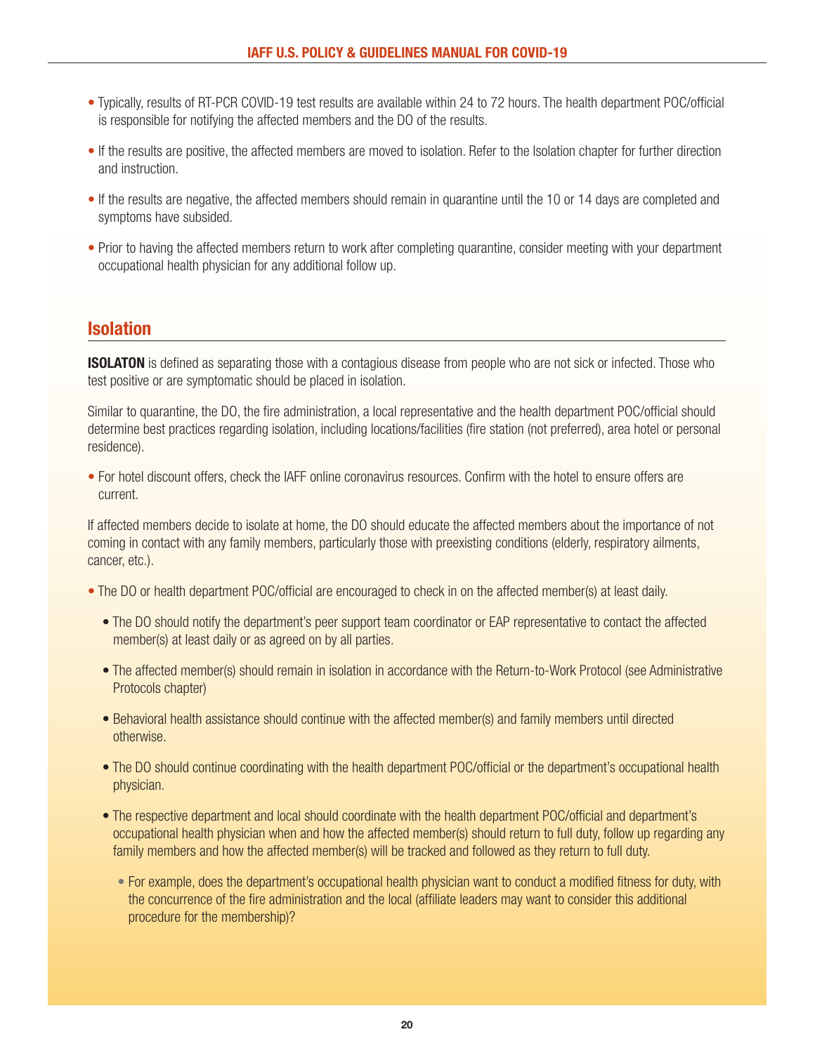- Typically, results of RT-PCR COVID-19 test results are available within 24 to 72 hours. The health department POC/official is responsible for notifying the affected members and the DO of the results.
- If the results are positive, the affected members are moved to isolation. Refer to the Isolation chapter for further direction and instruction.
- If the results are negative, the affected members should remain in quarantine until the 10 or 14 days are completed and symptoms have subsided.
- Prior to having the affected members return to work after completing quarantine, consider meeting with your department occupational health physician for any additional follow up.

## Isolation

**ISOLATON** is defined as separating those with a contagious disease from people who are not sick or infected. Those who test positive or are symptomatic should be placed in isolation.

Similar to quarantine, the DO, the fire administration, a local representative and the health department POC/official should determine best practices regarding isolation, including locations/facilities (fire station (not preferred), area hotel or personal residence).

- For hotel discount offers, check the IAFF online coronavirus resources. Confirm with the hotel to ensure offers are current.

If affected members decide to isolate at home, the DO should educate the affected members about the importance of not coming in contact with any family members, particularly those with preexisting conditions (elderly, respiratory ailments, cancer, etc.).

- The DO or health department POC/official are encouraged to check in on the affected member(s) at least daily.
  - The DO should notify the department's peer support team coordinator or EAP representative to contact the affected member(s) at least daily or as agreed on by all parties.
  - The affected member(s) should remain in isolation in accordance with the Return-to-Work Protocol (see Administrative Protocols chapter)
  - Behavioral health assistance should continue with the affected member(s) and family members until directed otherwise.
  - The DO should continue coordinating with the health department POC/official or the department's occupational health physician.
  - The respective department and local should coordinate with the health department POC/official and department's occupational health physician when and how the affected member(s) should return to full duty, follow up regarding any family members and how the affected member(s) will be tracked and followed as they return to full duty.
    - For example, does the department's occupational health physician want to conduct a modified fitness for duty, with the concurrence of the fire administration and the local (affiliate leaders may want to consider this additional procedure for the membership)?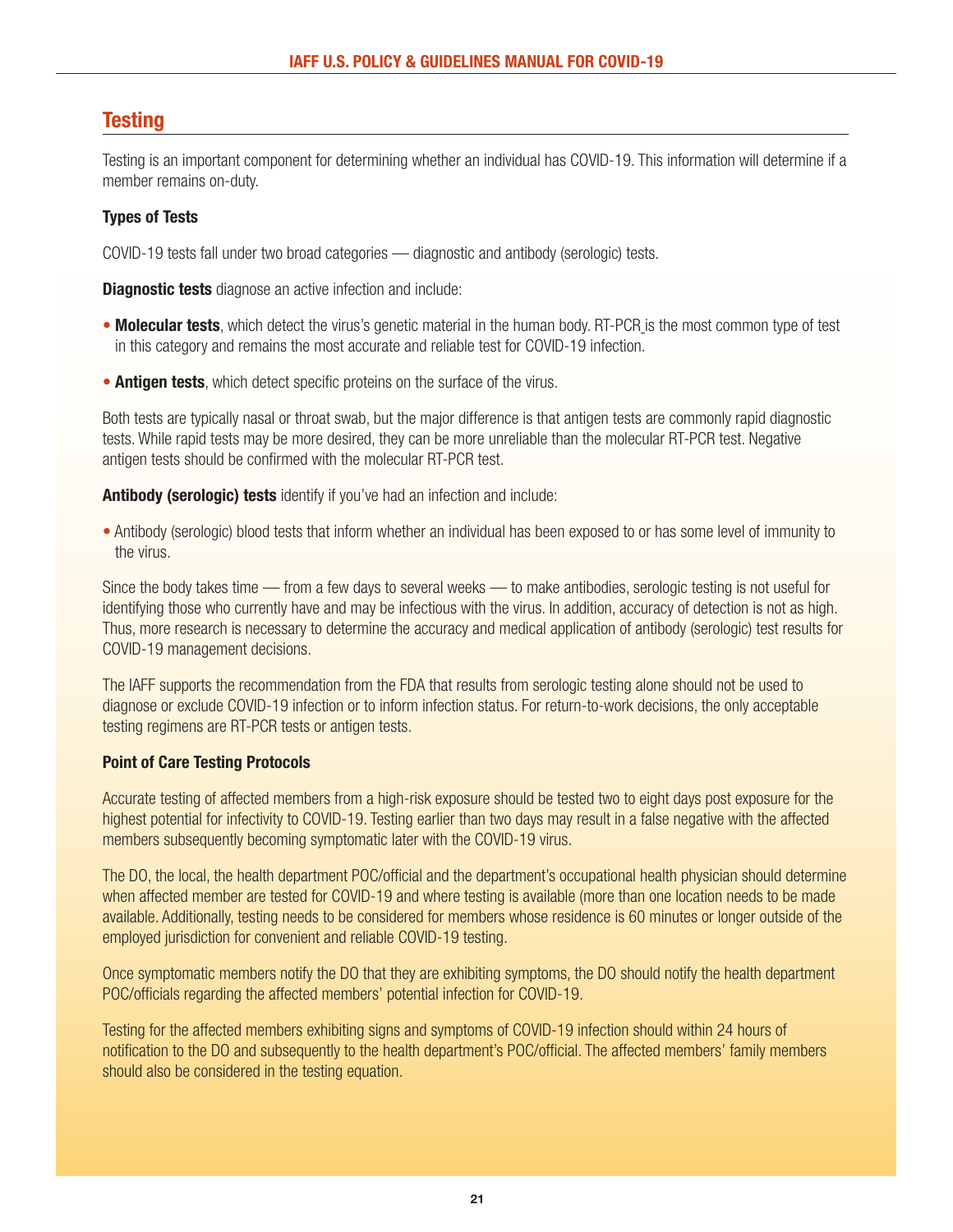## Testing

Testing is an important component for determining whether an individual has COVID-19. This information will determine if a member remains on-duty.

### Types of Tests

COVID-19 tests fall under two broad categories — diagnostic and antibody (serologic) tests.

**Diagnostic tests** diagnose an active infection and include:

- **Molecular tests**, which detect the virus's genetic material in the human body. RT-PCR is the most common type of test in this category and remains the most accurate and reliable test for COVID-19 infection.
- **Antigen tests**, which detect specific proteins on the surface of the virus.

Both tests are typically nasal or throat swab, but the major difference is that antigen tests are commonly rapid diagnostic tests. While rapid tests may be more desired, they can be more unreliable than the molecular RT-PCR test. Negative antigen tests should be confirmed with the molecular RT-PCR test.

**Antibody (serologic) tests** identify if you've had an infection and include:

- Antibody (serologic) blood tests that inform whether an individual has been exposed to or has some level of immunity to the virus.

Since the body takes time — from a few days to several weeks — to make antibodies, serologic testing is not useful for identifying those who currently have and may be infectious with the virus. In addition, accuracy of detection is not as high. Thus, more research is necessary to determine the accuracy and medical application of antibody (serologic) test results for COVID-19 management decisions.

The IAFF supports the recommendation from the FDA that results from serologic testing alone should not be used to diagnose or exclude COVID-19 infection or to inform infection status. For return-to-work decisions, the only acceptable testing regimens are RT-PCR tests or antigen tests.

### Point of Care Testing Protocols

Accurate testing of affected members from a high-risk exposure should be tested two to eight days post exposure for the highest potential for infectivity to COVID-19. Testing earlier than two days may result in a false negative with the affected members subsequently becoming symptomatic later with the COVID-19 virus.

The DO, the local, the health department POC/official and the department's occupational health physician should determine when affected member are tested for COVID-19 and where testing is available (more than one location needs to be made available. Additionally, testing needs to be considered for members whose residence is 60 minutes or longer outside of the employed jurisdiction for convenient and reliable COVID-19 testing.

Once symptomatic members notify the DO that they are exhibiting symptoms, the DO should notify the health department POC/officials regarding the affected members' potential infection for COVID-19.

Testing for the affected members exhibiting signs and symptoms of COVID-19 infection should within 24 hours of notification to the DO and subsequently to the health department's POC/official. The affected members' family members should also be considered in the testing equation.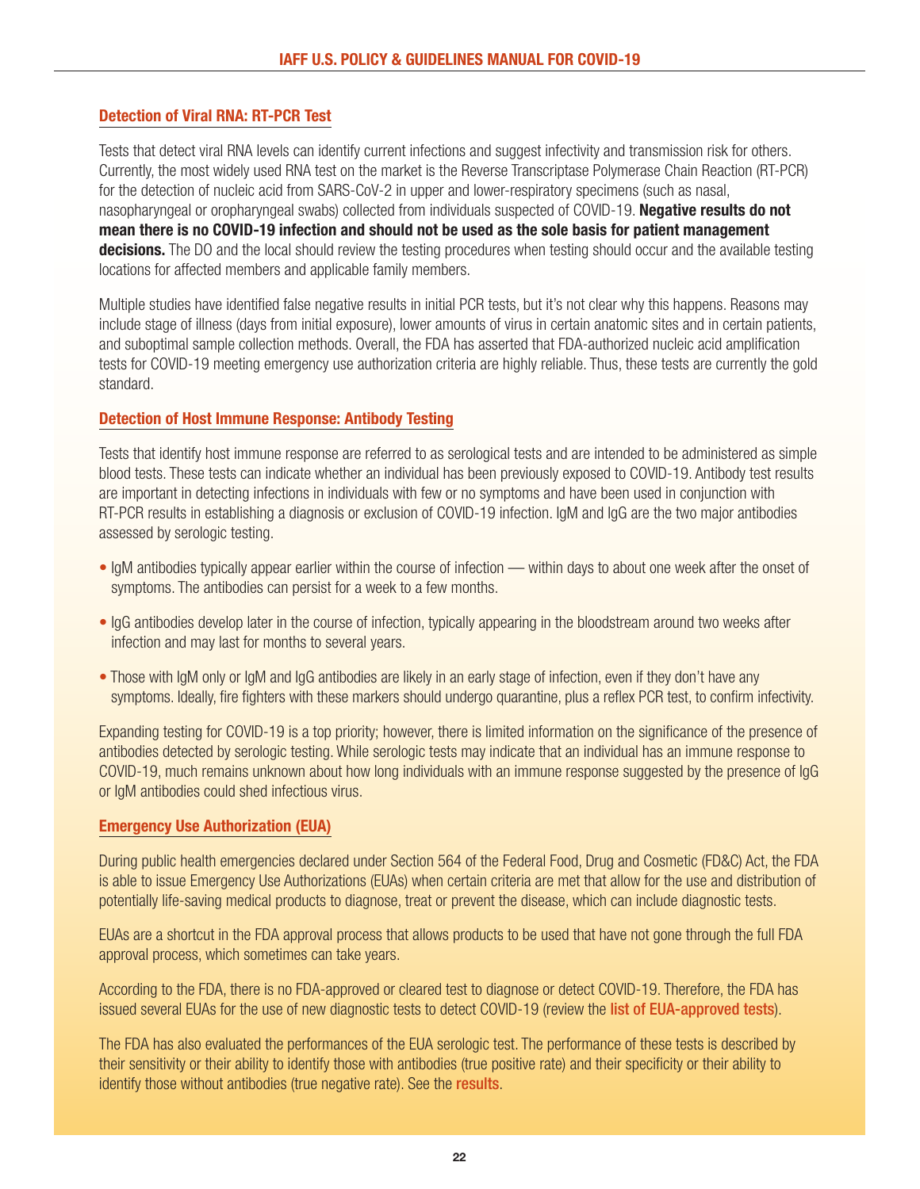## Detection of Viral RNA: RT-PCR Test

Tests that detect viral RNA levels can identify current infections and suggest infectivity and transmission risk for others. Currently, the most widely used RNA test on the market is the Reverse Transcriptase Polymerase Chain Reaction (RT-PCR) for the detection of nucleic acid from SARS-CoV-2 in upper and lower-respiratory specimens (such as nasal, nasopharyngeal or oropharyngeal swabs) collected from individuals suspected of COVID-19. **Negative results do not mean there is no COVID-19 infection and should not be used as the sole basis for patient management decisions.** The DO and the local should review the testing procedures when testing should occur and the available testing locations for affected members and applicable family members.

Multiple studies have identified false negative results in initial PCR tests, but it's not clear why this happens. Reasons may include stage of illness (days from initial exposure), lower amounts of virus in certain anatomic sites and in certain patients, and suboptimal sample collection methods. Overall, the FDA has asserted that FDA-authorized nucleic acid amplification tests for COVID-19 meeting emergency use authorization criteria are highly reliable. Thus, these tests are currently the gold standard.

## Detection of Host Immune Response: Antibody Testing

Tests that identify host immune response are referred to as serological tests and are intended to be administered as simple blood tests. These tests can indicate whether an individual has been previously exposed to COVID-19. Antibody test results are important in detecting infections in individuals with few or no symptoms and have been used in conjunction with RT-PCR results in establishing a diagnosis or exclusion of COVID-19 infection. IgM and IgG are the two major antibodies assessed by serologic testing.

- IgM antibodies typically appear earlier within the course of infection — within days to about one week after the onset of symptoms. The antibodies can persist for a week to a few months.
- IgG antibodies develop later in the course of infection, typically appearing in the bloodstream around two weeks after infection and may last for months to several years.
- Those with IgM only or IgM and IgG antibodies are likely in an early stage of infection, even if they don't have any symptoms. Ideally, fire fighters with these markers should undergo quarantine, plus a reflex PCR test, to confirm infectivity.

Expanding testing for COVID-19 is a top priority; however, there is limited information on the significance of the presence of antibodies detected by serologic testing. While serologic tests may indicate that an individual has an immune response to COVID-19, much remains unknown about how long individuals with an immune response suggested by the presence of IgG or IgM antibodies could shed infectious virus.

## Emergency Use Authorization (EUA)

During public health emergencies declared under Section 564 of the Federal Food, Drug and Cosmetic (FD&C) Act, the FDA is able to issue Emergency Use Authorizations (EUAs) when certain criteria are met that allow for the use and distribution of potentially life-saving medical products to diagnose, treat or prevent the disease, which can include diagnostic tests.

EUAs are a shortcut in the FDA approval process that allows products to be used that have not gone through the full FDA approval process, which sometimes can take years.

According to the FDA, there is no FDA-approved or cleared test to diagnose or detect COVID-19. Therefore, the FDA has issued several EUAs for the use of new diagnostic tests to detect COVID-19 (review the **list of EUA-approved tests**).

The FDA has also evaluated the performances of the EUA serologic test. The performance of these tests is described by their sensitivity or their ability to identify those with antibodies (true positive rate) and their specificity or their ability to identify those without antibodies (true negative rate). See the **results**.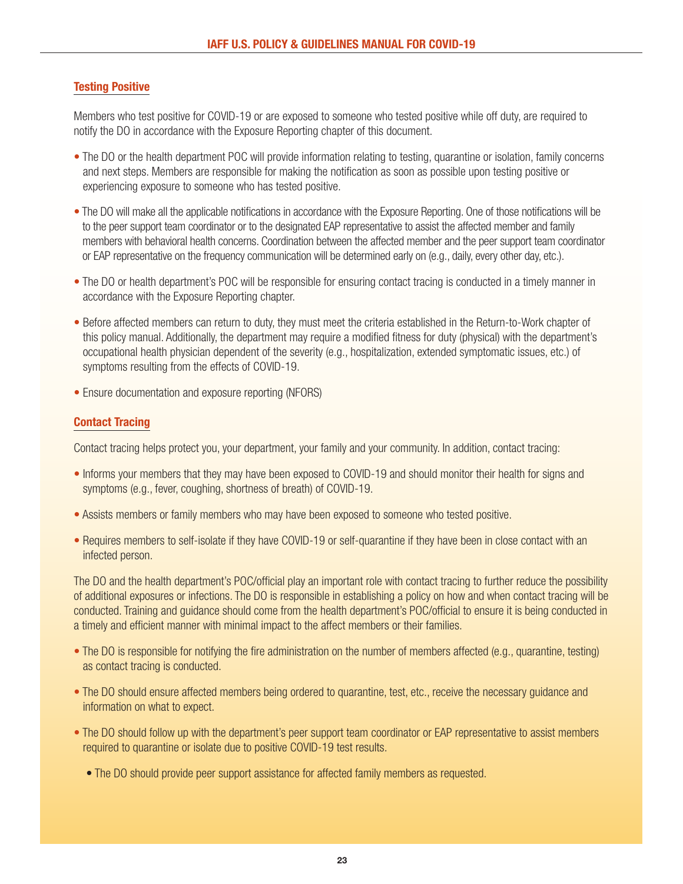## Testing Positive

Members who test positive for COVID-19 or are exposed to someone who tested positive while off duty, are required to notify the DO in accordance with the Exposure Reporting chapter of this document.

- The DO or the health department POC will provide information relating to testing, quarantine or isolation, family concerns and next steps. Members are responsible for making the notification as soon as possible upon testing positive or experiencing exposure to someone who has tested positive.
- The DO will make all the applicable notifications in accordance with the Exposure Reporting. One of those notifications will be to the peer support team coordinator or to the designated EAP representative to assist the affected member and family members with behavioral health concerns. Coordination between the affected member and the peer support team coordinator or EAP representative on the frequency communication will be determined early on (e.g., daily, every other day, etc.).
- The DO or health department's POC will be responsible for ensuring contact tracing is conducted in a timely manner in accordance with the Exposure Reporting chapter.
- Before affected members can return to duty, they must meet the criteria established in the Return-to-Work chapter of this policy manual. Additionally, the department may require a modified fitness for duty (physical) with the department's occupational health physician dependent of the severity (e.g., hospitalization, extended symptomatic issues, etc.) of symptoms resulting from the effects of COVID-19.
- Ensure documentation and exposure reporting (NFORS)

## Contact Tracing

Contact tracing helps protect you, your department, your family and your community. In addition, contact tracing:

- Informs your members that they may have been exposed to COVID-19 and should monitor their health for signs and symptoms (e.g., fever, coughing, shortness of breath) of COVID-19.
- Assists members or family members who may have been exposed to someone who tested positive.
- Requires members to self-isolate if they have COVID-19 or self-quarantine if they have been in close contact with an infected person.

The DO and the health department's POC/official play an important role with contact tracing to further reduce the possibility of additional exposures or infections. The DO is responsible in establishing a policy on how and when contact tracing will be conducted. Training and guidance should come from the health department's POC/official to ensure it is being conducted in a timely and efficient manner with minimal impact to the affect members or their families.

- The DO is responsible for notifying the fire administration on the number of members affected (e.g., quarantine, testing) as contact tracing is conducted.
- The DO should ensure affected members being ordered to quarantine, test, etc., receive the necessary guidance and information on what to expect.
- The DO should follow up with the department's peer support team coordinator or EAP representative to assist members required to quarantine or isolate due to positive COVID-19 test results.
  - The DO should provide peer support assistance for affected family members as requested.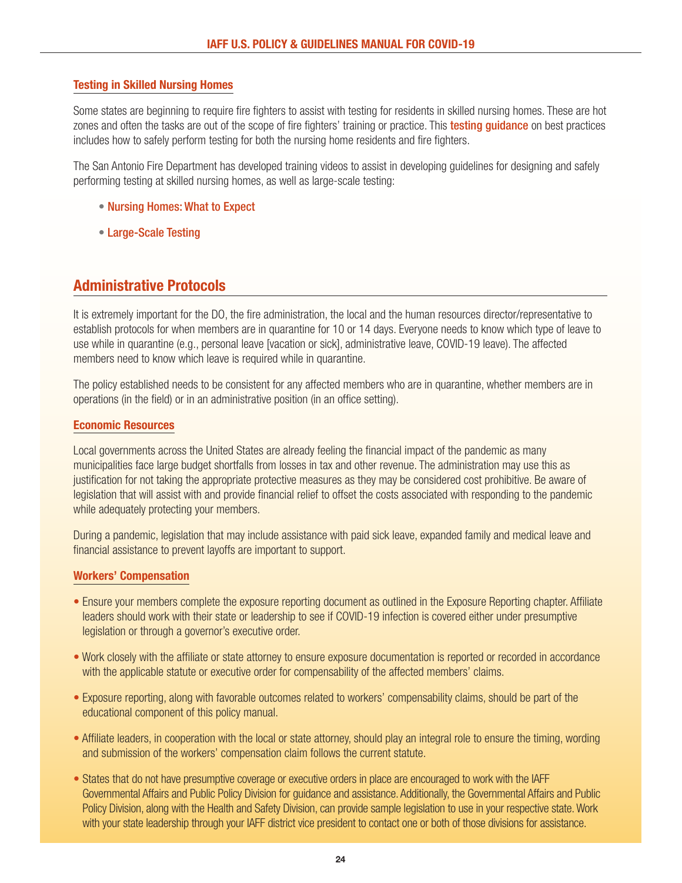### Testing in Skilled Nursing Homes

Some states are beginning to require fire fighters to assist with testing for residents in skilled nursing homes. These are hot zones and often the tasks are out of the scope of fire fighters' training or practice. This testing guidance on best practices includes how to safely perform testing for both the nursing home residents and fire fighters.

The San Antonio Fire Department has developed training videos to assist in developing guidelines for designing and safely performing testing at skilled nursing homes, as well as large-scale testing:

- Nursing Homes: What to Expect
- Large-Scale Testing

## Administrative Protocols

It is extremely important for the DO, the fire administration, the local and the human resources director/representative to establish protocols for when members are in quarantine for 10 or 14 days. Everyone needs to know which type of leave to use while in quarantine (e.g., personal leave [vacation or sick], administrative leave, COVID-19 leave). The affected members need to know which leave is required while in quarantine.

The policy established needs to be consistent for any affected members who are in quarantine, whether members are in operations (in the field) or in an administrative position (in an office setting).

### Economic Resources

Local governments across the United States are already feeling the financial impact of the pandemic as many municipalities face large budget shortfalls from losses in tax and other revenue. The administration may use this as justification for not taking the appropriate protective measures as they may be considered cost prohibitive. Be aware of legislation that will assist with and provide financial relief to offset the costs associated with responding to the pandemic while adequately protecting your members.

During a pandemic, legislation that may include assistance with paid sick leave, expanded family and medical leave and financial assistance to prevent layoffs are important to support.

### Workers' Compensation

- Ensure your members complete the exposure reporting document as outlined in the Exposure Reporting chapter. Affiliate leaders should work with their state or leadership to see if COVID-19 infection is covered either under presumptive legislation or through a governor's executive order.
- Work closely with the affiliate or state attorney to ensure exposure documentation is reported or recorded in accordance with the applicable statute or executive order for compensability of the affected members' claims.
- Exposure reporting, along with favorable outcomes related to workers' compensability claims, should be part of the educational component of this policy manual.
- Affiliate leaders, in cooperation with the local or state attorney, should play an integral role to ensure the timing, wording and submission of the workers' compensation claim follows the current statute.
- States that do not have presumptive coverage or executive orders in place are encouraged to work with the IAFF Governmental Affairs and Public Policy Division for guidance and assistance. Additionally, the Governmental Affairs and Public Policy Division, along with the Health and Safety Division, can provide sample legislation to use in your respective state. Work with your state leadership through your IAFF district vice president to contact one or both of those divisions for assistance.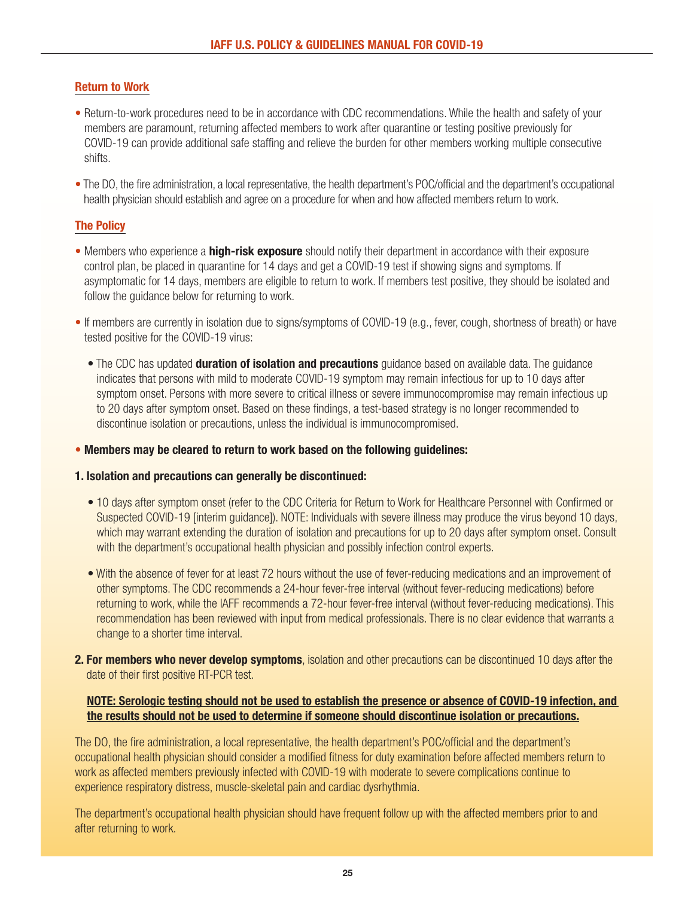## Return to Work

- Return-to-work procedures need to be in accordance with CDC recommendations. While the health and safety of your members are paramount, returning affected members to work after quarantine or testing positive previously for COVID-19 can provide additional safe staffing and relieve the burden for other members working multiple consecutive shifts.
- The DO, the fire administration, a local representative, the health department's POC/official and the department's occupational health physician should establish and agree on a procedure for when and how affected members return to work.

## The Policy

- Members who experience a **high-risk exposure** should notify their department in accordance with their exposure control plan, be placed in quarantine for 14 days and get a COVID-19 test if showing signs and symptoms. If asymptomatic for 14 days, members are eligible to return to work. If members test positive, they should be isolated and follow the guidance below for returning to work.
- If members are currently in isolation due to signs/symptoms of COVID-19 (e.g., fever, cough, shortness of breath) or have tested positive for the COVID-19 virus:
  - The CDC has updated **duration of isolation and precautions** guidance based on available data. The guidance indicates that persons with mild to moderate COVID-19 symptom may remain infectious for up to 10 days after symptom onset. Persons with more severe to critical illness or severe immunocompromise may remain infectious up to 20 days after symptom onset. Based on these findings, a test-based strategy is no longer recommended to discontinue isolation or precautions, unless the individual is immunocompromised.
- **Members may be cleared to return to work based on the following guidelines:**

**1. Isolation and precautions can generally be discontinued:**

- 10 days after symptom onset (refer to the CDC Criteria for Return to Work for Healthcare Personnel with Confirmed or Suspected COVID-19 [interim guidance]). NOTE: Individuals with severe illness may produce the virus beyond 10 days, which may warrant extending the duration of isolation and precautions for up to 20 days after symptom onset. Consult with the department's occupational health physician and possibly infection control experts.
- With the absence of fever for at least 72 hours without the use of fever-reducing medications and an improvement of other symptoms. The CDC recommends a 24-hour fever-free interval (without fever-reducing medications) before returning to work, while the IAFF recommends a 72-hour fever-free interval (without fever-reducing medications). This recommendation has been reviewed with input from medical professionals. There is no clear evidence that warrants a change to a shorter time interval.

**2. For members who never develop symptoms**, isolation and other precautions can be discontinued 10 days after the date of their first positive RT-PCR test.

<u>**NOTE: Serologic testing should not be used to establish the presence or absence of COVID-19 infection, and the results should not be used to determine if someone should discontinue isolation or precautions.**</u>

The DO, the fire administration, a local representative, the health department's POC/official and the department's occupational health physician should consider a modified fitness for duty examination before affected members return to work as affected members previously infected with COVID-19 with moderate to severe complications continue to experience respiratory distress, muscle-skeletal pain and cardiac dysrhythmia.

The department's occupational health physician should have frequent follow up with the affected members prior to and after returning to work.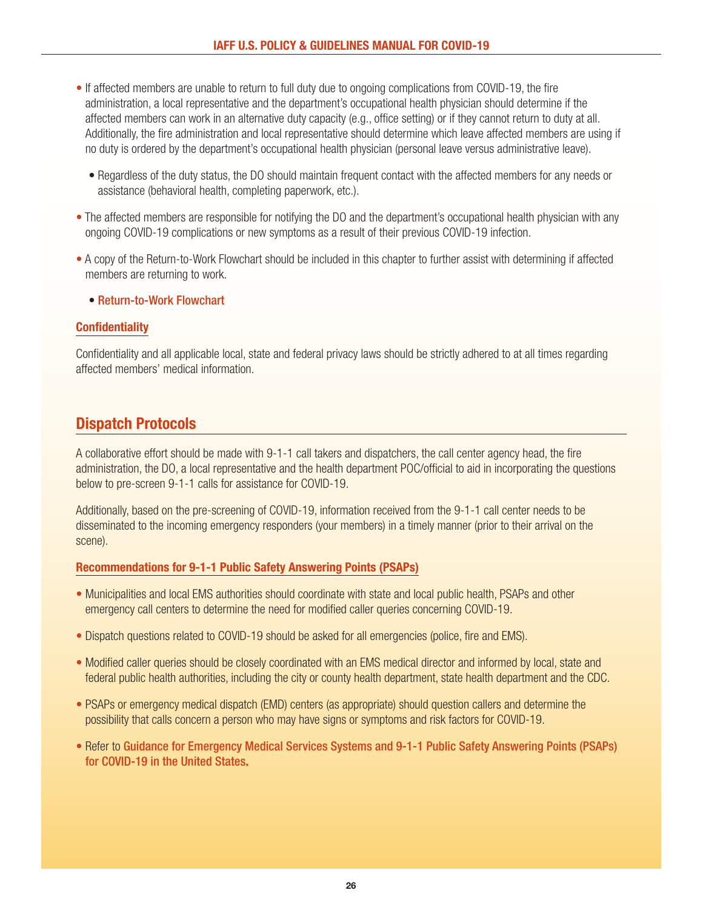- If affected members are unable to return to full duty due to ongoing complications from COVID-19, the fire administration, a local representative and the department's occupational health physician should determine if the affected members can work in an alternative duty capacity (e.g., office setting) or if they cannot return to duty at all. Additionally, the fire administration and local representative should determine which leave affected members are using if no duty is ordered by the department's occupational health physician (personal leave versus administrative leave).
  - Regardless of the duty status, the DO should maintain frequent contact with the affected members for any needs or assistance (behavioral health, completing paperwork, etc.).
- The affected members are responsible for notifying the DO and the department's occupational health physician with any ongoing COVID-19 complications or new symptoms as a result of their previous COVID-19 infection.
- A copy of the Return-to-Work Flowchart should be included in this chapter to further assist with determining if affected members are returning to work.
  - Return-to-Work Flowchart

### Confidentiality

Confidentiality and all applicable local, state and federal privacy laws should be strictly adhered to at all times regarding affected members' medical information.

## Dispatch Protocols

A collaborative effort should be made with 9-1-1 call takers and dispatchers, the call center agency head, the fire administration, the DO, a local representative and the health department POC/official to aid in incorporating the questions below to pre-screen 9-1-1 calls for assistance for COVID-19.

Additionally, based on the pre-screening of COVID-19, information received from the 9-1-1 call center needs to be disseminated to the incoming emergency responders (your members) in a timely manner (prior to their arrival on the scene).

### Recommendations for 9-1-1 Public Safety Answering Points (PSAPs)

- Municipalities and local EMS authorities should coordinate with state and local public health, PSAPs and other emergency call centers to determine the need for modified caller queries concerning COVID-19.
- Dispatch questions related to COVID-19 should be asked for all emergencies (police, fire and EMS).
- Modified caller queries should be closely coordinated with an EMS medical director and informed by local, state and federal public health authorities, including the city or county health department, state health department and the CDC.
- PSAPs or emergency medical dispatch (EMD) centers (as appropriate) should question callers and determine the possibility that calls concern a person who may have signs or symptoms and risk factors for COVID-19.
- Refer to **Guidance for Emergency Medical Services Systems and 9-1-1 Public Safety Answering Points (PSAPs) for COVID-19 in the United States.**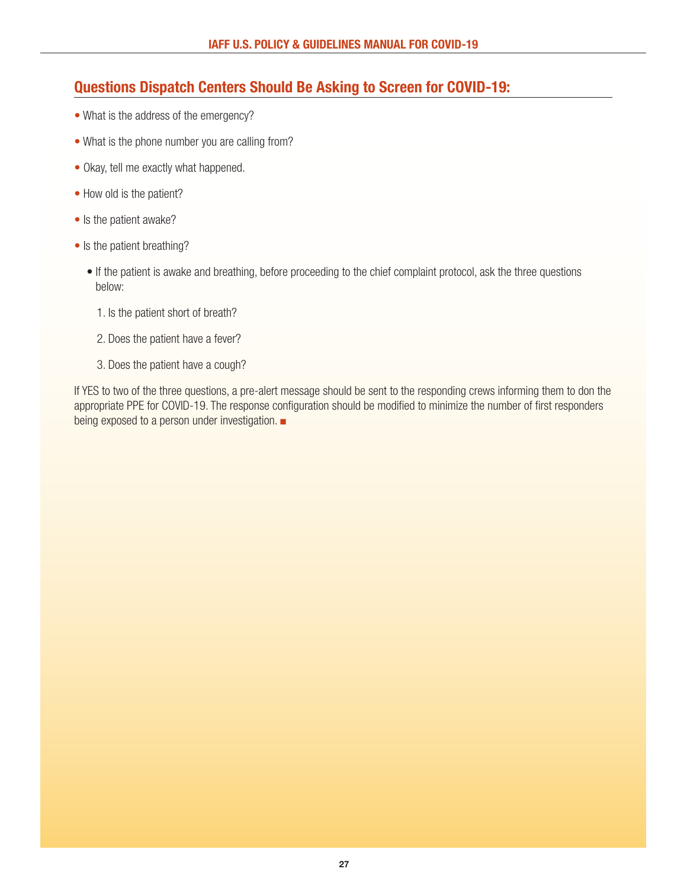## Questions Dispatch Centers Should Be Asking to Screen for COVID-19:

- What is the address of the emergency?
- What is the phone number you are calling from?
- Okay, tell me exactly what happened.
- How old is the patient?
- Is the patient awake?
- Is the patient breathing?
  - If the patient is awake and breathing, before proceeding to the chief complaint protocol, ask the three questions below:

    1. Is the patient short of breath?
    2. Does the patient have a fever?
    3. Does the patient have a cough?

If YES to two of the three questions, a pre-alert message should be sent to the responding crews informing them to don the appropriate PPE for COVID-19. The response configuration should be modified to minimize the number of first responders being exposed to a person under investigation. ■